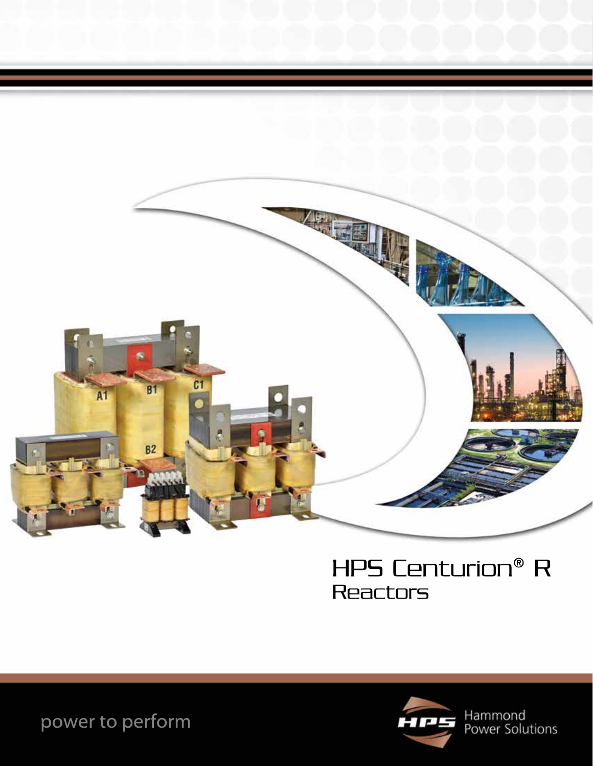# HPS Centurion® R
## Reactors

power to perform

Hammond Power Solutions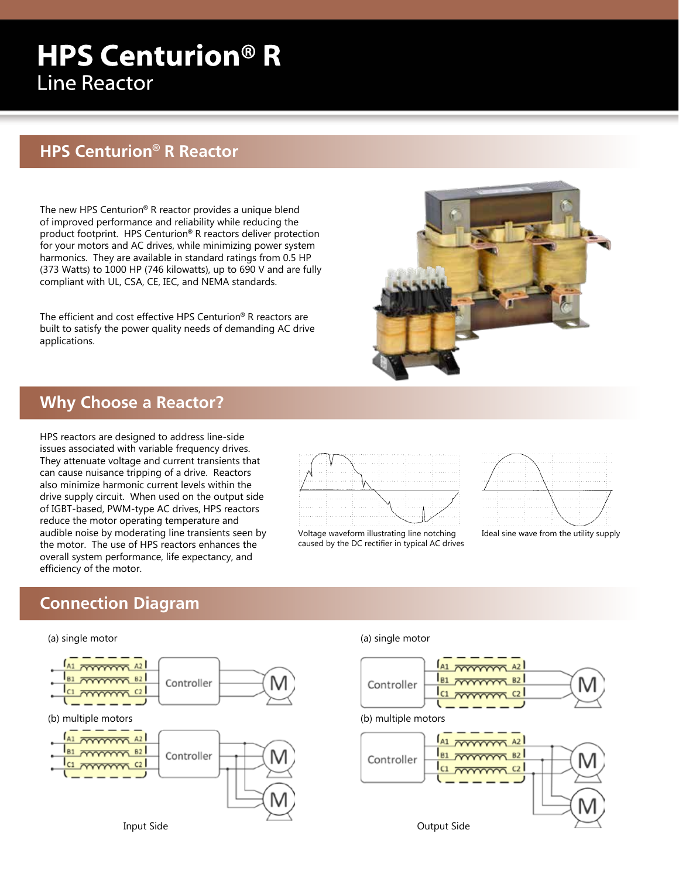# HPS Centurion® R
Line Reactor

## HPS Centurion® R Reactor

The new HPS Centurion® R reactor provides a unique blend of improved performance and reliability while reducing the product footprint. HPS Centurion® R reactors deliver protection for your motors and AC drives, while minimizing power system harmonics. They are available in standard ratings from 0.5 HP (373 Watts) to 1000 HP (746 kilowatts), up to 690 V and are fully compliant with UL, CSA, CE, IEC, and NEMA standards.

The efficient and cost effective HPS Centurion® R reactors are built to satisfy the power quality needs of demanding AC drive applications.

## Why Choose a Reactor?

HPS reactors are designed to address line-side issues associated with variable frequency drives. They attenuate voltage and current transients that can cause nuisance tripping of a drive. Reactors also minimize harmonic current levels within the drive supply circuit. When used on the output side of IGBT-based, PWM-type AC drives, HPS reactors reduce the motor operating temperature and audible noise by moderating line transients seen by the motor. The use of HPS reactors enhances the overall system performance, life expectancy, and efficiency of the motor.

Voltage waveform illustrating line notching caused by the DC rectifier in typical AC drives

Ideal sine wave from the utility supply

## Connection Diagram

Input Side

(a) single motor

(b) multiple motors

Output Side

(a) single motor

(b) multiple motors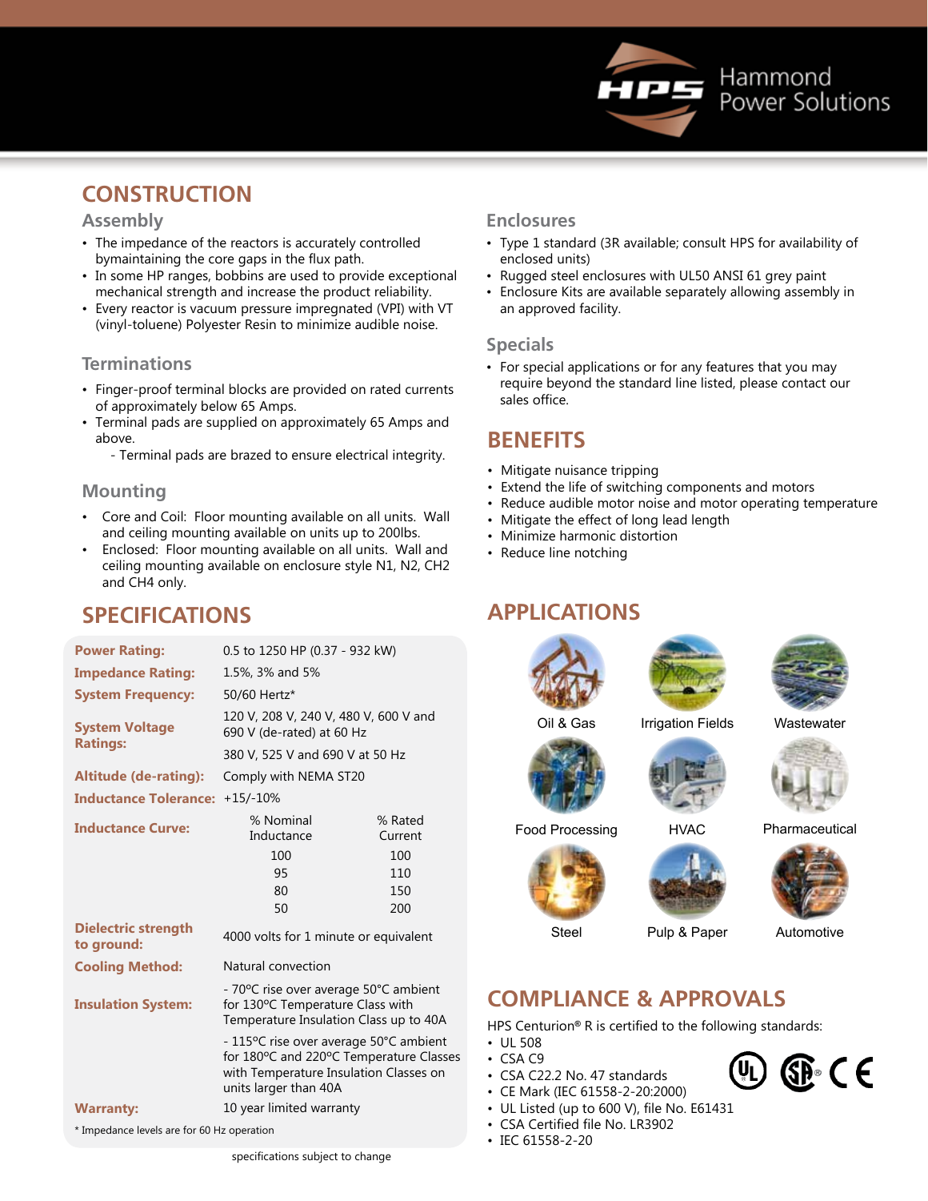## CONSTRUCTION

### Assembly

- The impedance of the reactors is accurately controlled bymaintaining the core gaps in the flux path.
- In some HP ranges, bobbins are used to provide exceptional mechanical strength and increase the product reliability.
- Every reactor is vacuum pressure impregnated (VPI) with VT (vinyl-toluene) Polyester Resin to minimize audible noise.

### Terminations

- Finger-proof terminal blocks are provided on rated currents of approximately below 65 Amps.
- Terminal pads are supplied on approximately 65 Amps and above.
  - Terminal pads are brazed to ensure electrical integrity.

### Mounting

- Core and Coil: Floor mounting available on all units. Wall and ceiling mounting available on units up to 200lbs.
- Enclosed: Floor mounting available on all units. Wall and ceiling mounting available on enclosure style N1, N2, CH2 and CH4 only.

## SPECIFICATIONS

| | | |
|---|---|---|
| **Power Rating:** | 0.5 to 1250 HP (0.37 - 932 kW) | |
| **Impedance Rating:** | 1.5%, 3% and 5% | |
| **System Frequency:** | 50/60 Hertz* | |
| **System Voltage Ratings:** | 120 V, 208 V, 240 V, 480 V, 600 V and 690 V (de-rated) at 60 Hz | |
| | 380 V, 525 V and 690 V at 50 Hz | |
| **Altitude (de-rating):** | Comply with NEMA ST20 | |
| **Inductance Tolerance:** | +15/-10% | |
| **Inductance Curve:** | % Nominal Inductance | % Rated Current |
| | 100 | 100 |
| | 95 | 110 |
| | 80 | 150 |
| | 50 | 200 |
| **Dielectric strength to ground:** | 4000 volts for 1 minute or equivalent | |
| **Cooling Method:** | Natural convection | |
| **Insulation System:** | - 70ºC rise over average 50°C ambient for 130ºC Temperature Class with Temperature Insulation Class up to 40A | |
| | - 115ºC rise over average 50°C ambient for 180ºC and 220ºC Temperature Classes with Temperature Insulation Classes on units larger than 40A | |
| **Warranty:** | 10 year limited warranty | |

* Impedance levels are for 60 Hz operation

specifications subject to change

### Enclosures

- Type 1 standard (3R available; consult HPS for availability of enclosed units)
- Rugged steel enclosures with UL50 ANSI 61 grey paint
- Enclosure Kits are available separately allowing assembly in an approved facility.

### Specials

- For special applications or for any features that you may require beyond the standard line listed, please contact our sales office.

## BENEFITS

- Mitigate nuisance tripping
- Extend the life of switching components and motors
- Reduce audible motor noise and motor operating temperature
- Mitigate the effect of long lead length
- Minimize harmonic distortion
- Reduce line notching

## APPLICATIONS

Oil & Gas

Irrigation Fields

Wastewater

Food Processing

HVAC

Pharmaceutical

Steel

Pulp & Paper

Automotive

## COMPLIANCE & APPROVALS

HPS Centurion® R is certified to the following standards:

- UL 508
- CSA C9
- CSA C22.2 No. 47 standards
- CE Mark (IEC 61558-2-20:2000)
- UL Listed (up to 600 V), file No. E61431
- CSA Certified file No. LR3902
- IEC 61558-2-20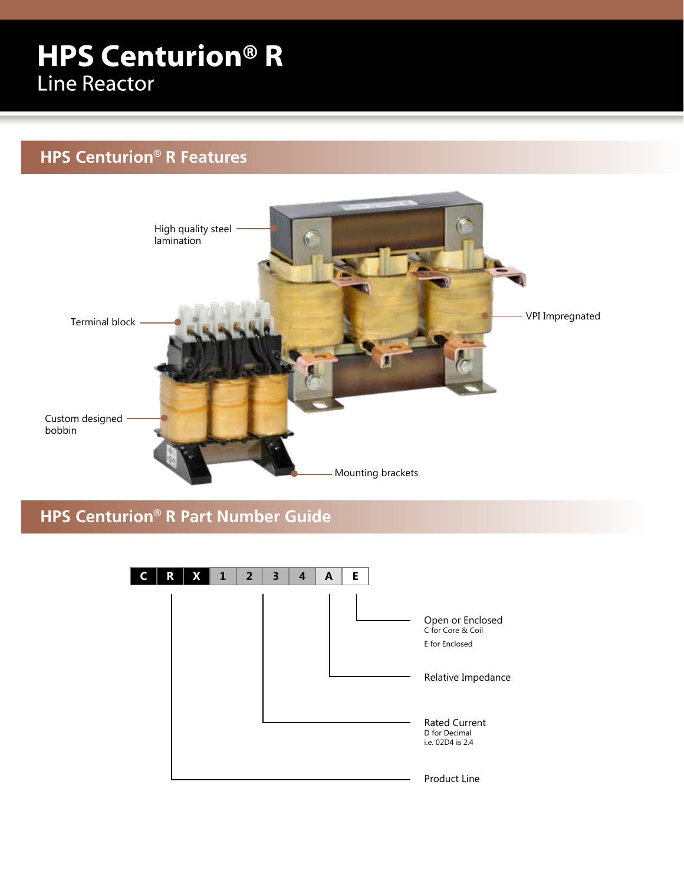# HPS Centurion® R

Line Reactor

## HPS Centurion® R Features

High quality steel lamination

Terminal block

VPI Impregnated

Custom designed bobbin

Mounting brackets

## HPS Centurion® R Part Number Guide

| C | R | X | 1 | 2 | 3 | 4 | A | E |
|---|---|---|---|---|---|---|---|---|

- **E** — Open or Enclosed
  - C for Core & Coil
  - E for Enclosed
- **A** — Relative Impedance
- **1234** — Rated Current
  - D for Decimal
  - i.e. 02D4 is 2.4
- **CRX** — Product Line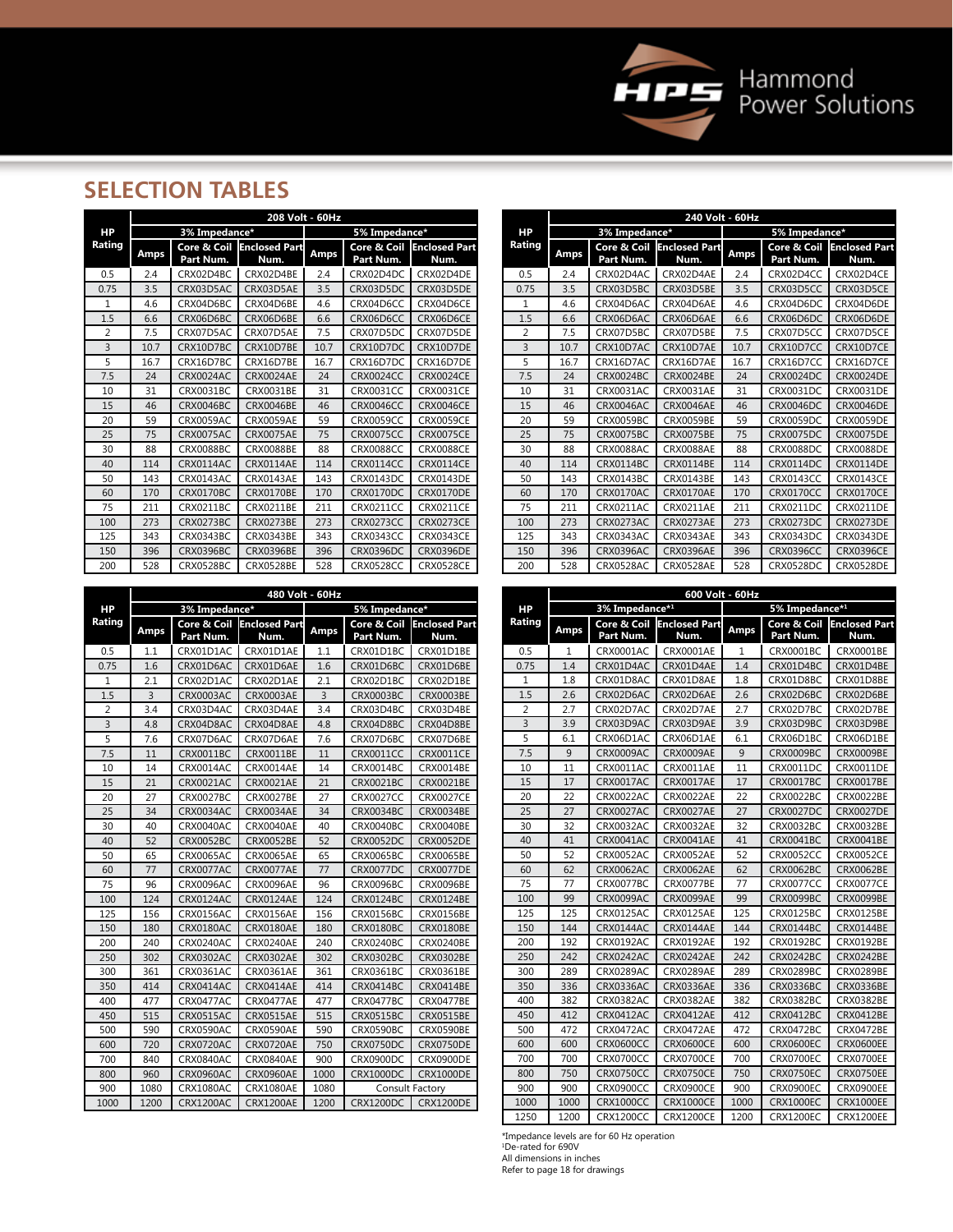## SELECTION TABLES

| HP Rating | 208 Volt - 60Hz | | | | | |
|---|---|---|---|---|---|---|
| | 3% Impedance* | | | 5% Impedance* | | |
| | Amps | Core & Coil Part Num. | Enclosed Part Num. | Amps | Core & Coil Part Num. | Enclosed Part Num. |
| 0.5 | 2.4 | CRX02D4BC | CRX02D4BE | 2.4 | CRX02D4DC | CRX02D4DE |
| 0.75 | 3.5 | CRX03D5AC | CRX03D5AE | 3.5 | CRX03D5DC | CRX03D5DE |
| 1 | 4.6 | CRX04D6BC | CRX04D6BE | 4.6 | CRX04D6CC | CRX04D6CE |
| 1.5 | 6.6 | CRX06D6BC | CRX06D6BE | 6.6 | CRX06D6CC | CRX06D6CE |
| 2 | 7.5 | CRX07D5AC | CRX07D5AE | 7.5 | CRX07D5DC | CRX07D5DE |
| 3 | 10.7 | CRX10D7BC | CRX10D7BE | 10.7 | CRX10D7DC | CRX10D7DE |
| 5 | 16.7 | CRX16D7BC | CRX16D7BE | 16.7 | CRX16D7DC | CRX16D7DE |
| 7.5 | 24 | CRX0024AC | CRX0024AE | 24 | CRX0024CC | CRX0024CE |
| 10 | 31 | CRX0031BC | CRX0031BE | 31 | CRX0031CC | CRX0031CE |
| 15 | 46 | CRX0046BC | CRX0046BE | 46 | CRX0046CC | CRX0046CE |
| 20 | 59 | CRX0059AC | CRX0059AE | 59 | CRX0059CC | CRX0059CE |
| 25 | 75 | CRX0075AC | CRX0075AE | 75 | CRX0075CC | CRX0075CE |
| 30 | 88 | CRX0088BC | CRX0088BE | 88 | CRX0088CC | CRX0088CE |
| 40 | 114 | CRX0114AC | CRX0114AE | 114 | CRX0114CC | CRX0114CE |
| 50 | 143 | CRX0143AC | CRX0143AE | 143 | CRX0143DC | CRX0143DE |
| 60 | 170 | CRX0170BC | CRX0170BE | 170 | CRX0170DC | CRX0170DE |
| 75 | 211 | CRX0211BC | CRX0211BE | 211 | CRX0211CC | CRX0211CE |
| 100 | 273 | CRX0273BC | CRX0273BE | 273 | CRX0273CC | CRX0273CE |
| 125 | 343 | CRX0343BC | CRX0343BE | 343 | CRX0343CC | CRX0343CE |
| 150 | 396 | CRX0396BC | CRX0396BE | 396 | CRX0396DC | CRX0396DE |
| 200 | 528 | CRX0528BC | CRX0528BE | 528 | CRX0528CC | CRX0528CE |

| HP Rating | 240 Volt - 60Hz | | | | | |
|---|---|---|---|---|---|---|
| | 3% Impedance* | | | 5% Impedance* | | |
| | Amps | Core & Coil Part Num. | Enclosed Part Num. | Amps | Core & Coil Part Num. | Enclosed Part Num. |
| 0.5 | 2.4 | CRX02D4AC | CRX02D4AE | 2.4 | CRX02D4CC | CRX02D4CE |
| 0.75 | 3.5 | CRX03D5BC | CRX03D5BE | 3.5 | CRX03D5CC | CRX03D5CE |
| 1 | 4.6 | CRX04D6AC | CRX04D6AE | 4.6 | CRX04D6DC | CRX04D6DE |
| 1.5 | 6.6 | CRX06D6AC | CRX06D6AE | 6.6 | CRX06D6DC | CRX06D6DE |
| 2 | 7.5 | CRX07D5BC | CRX07D5BE | 7.5 | CRX07D5CC | CRX07D5CE |
| 3 | 10.7 | CRX10D7AC | CRX10D7AE | 10.7 | CRX10D7CC | CRX10D7CE |
| 5 | 16.7 | CRX16D7AC | CRX16D7AE | 16.7 | CRX16D7CC | CRX16D7CE |
| 7.5 | 24 | CRX0024BC | CRX0024BE | 24 | CRX0024DC | CRX0024DE |
| 10 | 31 | CRX0031AC | CRX0031AE | 31 | CRX0031DC | CRX0031DE |
| 15 | 46 | CRX0046AC | CRX0046AE | 46 | CRX0046DC | CRX0046DE |
| 20 | 59 | CRX0059BC | CRX0059BE | 59 | CRX0059DC | CRX0059DE |
| 25 | 75 | CRX0075BC | CRX0075BE | 75 | CRX0075DC | CRX0075DE |
| 30 | 88 | CRX0088AC | CRX0088AE | 88 | CRX0088DC | CRX0088DE |
| 40 | 114 | CRX0114BC | CRX0114BE | 114 | CRX0114DC | CRX0114DE |
| 50 | 143 | CRX0143BC | CRX0143BE | 143 | CRX0143CC | CRX0143CE |
| 60 | 170 | CRX0170AC | CRX0170AE | 170 | CRX0170CC | CRX0170CE |
| 75 | 211 | CRX0211AC | CRX0211AE | 211 | CRX0211DC | CRX0211DE |
| 100 | 273 | CRX0273AC | CRX0273AE | 273 | CRX0273DC | CRX0273DE |
| 125 | 343 | CRX0343AC | CRX0343AE | 343 | CRX0343DC | CRX0343DE |
| 150 | 396 | CRX0396AC | CRX0396AE | 396 | CRX0396CC | CRX0396CE |
| 200 | 528 | CRX0528AC | CRX0528AE | 528 | CRX0528DC | CRX0528DE |

| HP Rating | 480 Volt - 60Hz | | | | | |
|---|---|---|---|---|---|---|
| | 3% Impedance* | | | 5% Impedance* | | |
| | Amps | Core & Coil Part Num. | Enclosed Part Num. | Amps | Core & Coil Part Num. | Enclosed Part Num. |
| 0.5 | 1.1 | CRX01D1AC | CRX01D1AE | 1.1 | CRX01D1BC | CRX01D1BE |
| 0.75 | 1.6 | CRX01D6AC | CRX01D6AE | 1.6 | CRX01D6BC | CRX01D6BE |
| 1 | 2.1 | CRX02D1AC | CRX02D1AE | 2.1 | CRX02D1BC | CRX02D1BE |
| 1.5 | 3 | CRX0003AC | CRX0003AE | 3 | CRX0003BC | CRX0003BE |
| 2 | 3.4 | CRX03D4AC | CRX03D4AE | 3.4 | CRX03D4BC | CRX03D4BE |
| 3 | 4.8 | CRX04D8AC | CRX04D8AE | 4.8 | CRX04D8BC | CRX04D8BE |
| 5 | 7.6 | CRX07D6AC | CRX07D6AE | 7.6 | CRX07D6BC | CRX07D6BE |
| 7.5 | 11 | CRX0011BC | CRX0011BE | 11 | CRX0011CC | CRX0011CE |
| 10 | 14 | CRX0014AC | CRX0014AE | 14 | CRX0014BC | CRX0014BE |
| 15 | 21 | CRX0021AC | CRX0021AE | 21 | CRX0021BC | CRX0021BE |
| 20 | 27 | CRX0027BC | CRX0027BE | 27 | CRX0027CC | CRX0027CE |
| 25 | 34 | CRX0034AC | CRX0034AE | 34 | CRX0034BC | CRX0034BE |
| 30 | 40 | CRX0040AC | CRX0040AE | 40 | CRX0040BC | CRX0040BE |
| 40 | 52 | CRX0052BC | CRX0052BE | 52 | CRX0052DC | CRX0052DE |
| 50 | 65 | CRX0065AC | CRX0065AE | 65 | CRX0065BC | CRX0065BE |
| 60 | 77 | CRX0077AC | CRX0077AE | 77 | CRX0077DC | CRX0077DE |
| 75 | 96 | CRX0096AC | CRX0096AE | 96 | CRX0096BC | CRX0096BE |
| 100 | 124 | CRX0124AC | CRX0124AE | 124 | CRX0124BC | CRX0124BE |
| 125 | 156 | CRX0156AC | CRX0156AE | 156 | CRX0156BC | CRX0156BE |
| 150 | 180 | CRX0180AC | CRX0180AE | 180 | CRX0180BC | CRX0180BE |
| 200 | 240 | CRX0240AC | CRX0240AE | 240 | CRX0240BC | CRX0240BE |
| 250 | 302 | CRX0302AC | CRX0302AE | 302 | CRX0302BC | CRX0302BE |
| 300 | 361 | CRX0361AC | CRX0361AE | 361 | CRX0361BC | CRX0361BE |
| 350 | 414 | CRX0414AC | CRX0414AE | 414 | CRX0414BC | CRX0414BE |
| 400 | 477 | CRX0477AC | CRX0477AE | 477 | CRX0477BC | CRX0477BE |
| 450 | 515 | CRX0515AC | CRX0515AE | 515 | CRX0515BC | CRX0515BE |
| 500 | 590 | CRX0590AC | CRX0590AE | 590 | CRX0590BC | CRX0590BE |
| 600 | 720 | CRX0720AC | CRX0720AE | 750 | CRX0750DC | CRX0750DE |
| 700 | 840 | CRX0840AC | CRX0840AE | 900 | CRX0900DC | CRX0900DE |
| 800 | 960 | CRX0960AC | CRX0960AE | 1000 | CRX1000DC | CRX1000DE |
| 900 | 1080 | CRX1080AC | CRX1080AE | 1080 | Consult Factory | |
| 1000 | 1200 | CRX1200AC | CRX1200AE | 1200 | CRX1200DC | CRX1200DE |

| HP Rating | 600 Volt - 60Hz | | | | | |
|---|---|---|---|---|---|---|
| | 3% Impedance*[1] | | | 5% Impedance*[1] | | |
| | Amps | Core & Coil Part Num. | Enclosed Part Num. | Amps | Core & Coil Part Num. | Enclosed Part Num. |
| 0.5 | 1 | CRX0001AC | CRX0001AE | 1 | CRX0001BC | CRX0001BE |
| 0.75 | 1.4 | CRX01D4AC | CRX01D4AE | 1.4 | CRX01D4BC | CRX01D4BE |
| 1 | 1.8 | CRX01D8AC | CRX01D8AE | 1.8 | CRX01D8BC | CRX01D8BE |
| 1.5 | 2.6 | CRX02D6AC | CRX02D6AE | 2.6 | CRX02D6BC | CRX02D6BE |
| 2 | 2.7 | CRX02D7AC | CRX02D7AE | 2.7 | CRX02D7BC | CRX02D7BE |
| 3 | 3.9 | CRX03D9AC | CRX03D9AE | 3.9 | CRX03D9BC | CRX03D9BE |
| 5 | 6.1 | CRX06D1AC | CRX06D1AE | 6.1 | CRX06D1BC | CRX06D1BE |
| 7.5 | 9 | CRX0009AC | CRX0009AE | 9 | CRX0009BC | CRX0009BE |
| 10 | 11 | CRX0011AC | CRX0011AE | 11 | CRX0011DC | CRX0011DE |
| 15 | 17 | CRX0017AC | CRX0017AE | 17 | CRX0017BC | CRX0017BE |
| 20 | 22 | CRX0022AC | CRX0022AE | 22 | CRX0022BC | CRX0022BE |
| 25 | 27 | CRX0027AC | CRX0027AE | 27 | CRX0027DC | CRX0027DE |
| 30 | 32 | CRX0032AC | CRX0032AE | 32 | CRX0032BC | CRX0032BE |
| 40 | 41 | CRX0041AC | CRX0041AE | 41 | CRX0041BC | CRX0041BE |
| 50 | 52 | CRX0052AC | CRX0052AE | 52 | CRX0052CC | CRX0052CE |
| 60 | 62 | CRX0062AC | CRX0062AE | 62 | CRX0062BC | CRX0062BE |
| 75 | 77 | CRX0077BC | CRX0077BE | 77 | CRX0077CC | CRX0077CE |
| 100 | 99 | CRX0099AC | CRX0099AE | 99 | CRX0099BC | CRX0099BE |
| 125 | 125 | CRX0125AC | CRX0125AE | 125 | CRX0125BC | CRX0125BE |
| 150 | 144 | CRX0144AC | CRX0144AE | 144 | CRX0144BC | CRX0144BE |
| 200 | 192 | CRX0192AC | CRX0192AE | 192 | CRX0192BC | CRX0192BE |
| 250 | 242 | CRX0242AC | CRX0242AE | 242 | CRX0242BC | CRX0242BE |
| 300 | 289 | CRX0289AC | CRX0289AE | 289 | CRX0289BC | CRX0289BE |
| 350 | 336 | CRX0336AC | CRX0336AE | 336 | CRX0336BC | CRX0336BE |
| 400 | 382 | CRX0382AC | CRX0382AE | 382 | CRX0382BC | CRX0382BE |
| 450 | 412 | CRX0412AC | CRX0412AE | 412 | CRX0412BC | CRX0412BE |
| 500 | 472 | CRX0472AC | CRX0472AE | 472 | CRX0472BC | CRX0472BE |
| 600 | 600 | CRX0600CC | CRX0600CE | 600 | CRX0600EC | CRX0600EE |
| 700 | 700 | CRX0700CC | CRX0700CE | 700 | CRX0700EC | CRX0700EE |
| 800 | 750 | CRX0750CC | CRX0750CE | 750 | CRX0750EC | CRX0750EE |
| 900 | 900 | CRX0900CC | CRX0900CE | 900 | CRX0900EC | CRX0900EE |
| 1000 | 1000 | CRX1000CC | CRX1000CE | 1000 | CRX1000EC | CRX1000EE |
| 1250 | 1200 | CRX1200CC | CRX1200CE | 1200 | CRX1200EC | CRX1200EE |

*Impedance levels are for 60 Hz operation
[1]De-rated for 690V
All dimensions in inches
Refer to page 18 for drawings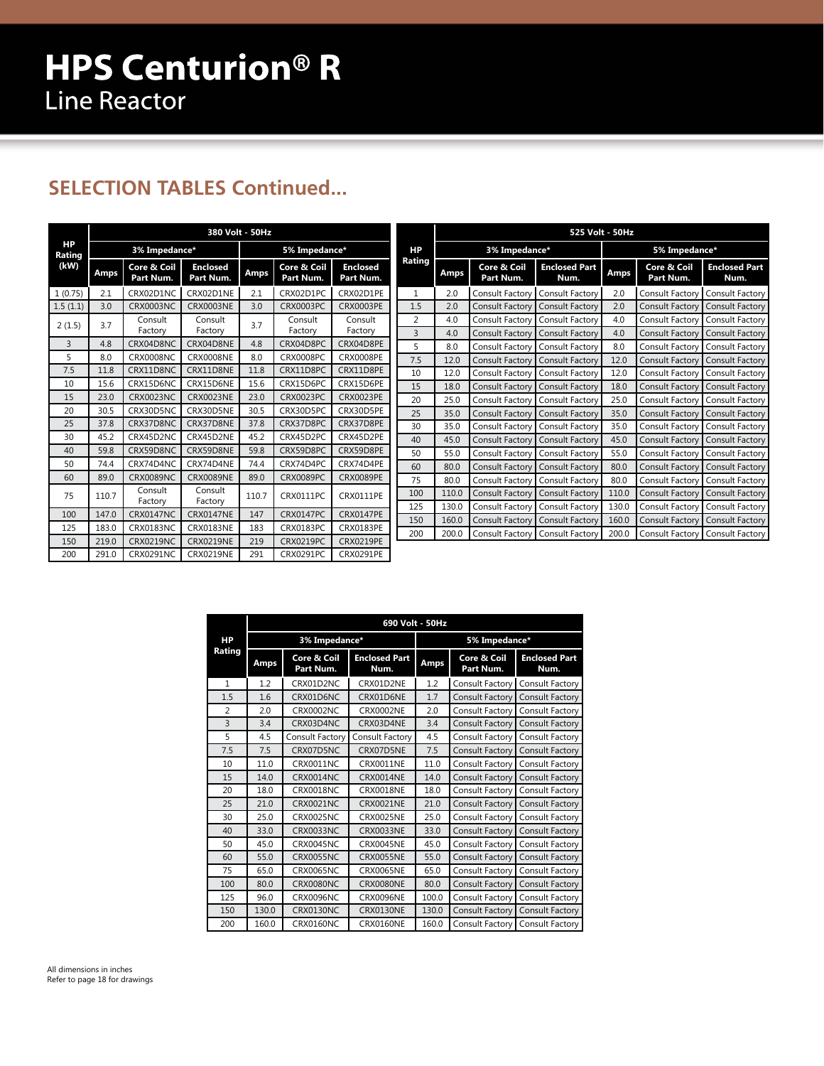# HPS Centurion® R

Line Reactor

## SELECTION TABLES Continued...

| HP Rating (kW) | 380 Volt - 50Hz | | | | | |
|---|---|---|---|---|---|---|
| | 3% Impedance* | | | 5% Impedance* | | |
| | Amps | Core & Coil Part Num. | Enclosed Part Num. | Amps | Core & Coil Part Num. | Enclosed Part Num. |
| 1 (0.75) | 2.1 | CRX02D1NC | CRX02D1NE | 2.1 | CRX02D1PC | CRX02D1PE |
| 1.5 (1.1) | 3.0 | CRX0003NC | CRX0003NE | 3.0 | CRX0003PC | CRX0003PE |
| 2 (1.5) | 3.7 | Consult Factory | Consult Factory | 3.7 | Consult Factory | Consult Factory |
| 3 | 4.8 | CRX04D8NC | CRX04D8NE | 4.8 | CRX04D8PC | CRX04D8PE |
| 5 | 8.0 | CRX0008NC | CRX0008NE | 8.0 | CRX0008PC | CRX0008PE |
| 7.5 | 11.8 | CRX11D8NC | CRX11D8NE | 11.8 | CRX11D8PC | CRX11D8PE |
| 10 | 15.6 | CRX15D6NC | CRX15D6NE | 15.6 | CRX15D6PC | CRX15D6PE |
| 15 | 23.0 | CRX0023NC | CRX0023NE | 23.0 | CRX0023PC | CRX0023PE |
| 20 | 30.5 | CRX30D5NC | CRX30D5NE | 30.5 | CRX30D5PC | CRX30D5PE |
| 25 | 37.8 | CRX37D8NC | CRX37D8NE | 37.8 | CRX37D8PC | CRX37D8PE |
| 30 | 45.2 | CRX45D2NC | CRX45D2NE | 45.2 | CRX45D2PC | CRX45D2PE |
| 40 | 59.8 | CRX59D8NC | CRX59D8NE | 59.8 | CRX59D8PC | CRX59D8PE |
| 50 | 74.4 | CRX74D4NC | CRX74D4NE | 74.4 | CRX74D4PC | CRX74D4PE |
| 60 | 89.0 | CRX0089NC | CRX0089NE | 89.0 | CRX0089PC | CRX0089PE |
| 75 | 110.7 | Consult Factory | Consult Factory | 110.7 | CRX0111PC | CRX0111PE |
| 100 | 147.0 | CRX0147NC | CRX0147NE | 147 | CRX0147PC | CRX0147PE |
| 125 | 183.0 | CRX0183NC | CRX0183NE | 183 | CRX0183PC | CRX0183PE |
| 150 | 219.0 | CRX0219NC | CRX0219NE | 219 | CRX0219PC | CRX0219PE |
| 200 | 291.0 | CRX0291NC | CRX0219NE | 291 | CRX0291PC | CRX0291PE |

| HP Rating | 525 Volt - 50Hz | | | | | |
|---|---|---|---|---|---|---|
| | 3% Impedance* | | | 5% Impedance* | | |
| | Amps | Core & Coil Part Num. | Enclosed Part Num. | Amps | Core & Coil Part Num. | Enclosed Part Num. |
| 1 | 2.0 | Consult Factory | Consult Factory | 2.0 | Consult Factory | Consult Factory |
| 1.5 | 2.0 | Consult Factory | Consult Factory | 2.0 | Consult Factory | Consult Factory |
| 2 | 4.0 | Consult Factory | Consult Factory | 4.0 | Consult Factory | Consult Factory |
| 3 | 4.0 | Consult Factory | Consult Factory | 4.0 | Consult Factory | Consult Factory |
| 5 | 8.0 | Consult Factory | Consult Factory | 8.0 | Consult Factory | Consult Factory |
| 7.5 | 12.0 | Consult Factory | Consult Factory | 12.0 | Consult Factory | Consult Factory |
| 10 | 12.0 | Consult Factory | Consult Factory | 12.0 | Consult Factory | Consult Factory |
| 15 | 18.0 | Consult Factory | Consult Factory | 18.0 | Consult Factory | Consult Factory |
| 20 | 25.0 | Consult Factory | Consult Factory | 25.0 | Consult Factory | Consult Factory |
| 25 | 35.0 | Consult Factory | Consult Factory | 35.0 | Consult Factory | Consult Factory |
| 30 | 35.0 | Consult Factory | Consult Factory | 35.0 | Consult Factory | Consult Factory |
| 40 | 45.0 | Consult Factory | Consult Factory | 45.0 | Consult Factory | Consult Factory |
| 50 | 55.0 | Consult Factory | Consult Factory | 55.0 | Consult Factory | Consult Factory |
| 60 | 80.0 | Consult Factory | Consult Factory | 80.0 | Consult Factory | Consult Factory |
| 75 | 80.0 | Consult Factory | Consult Factory | 80.0 | Consult Factory | Consult Factory |
| 100 | 110.0 | Consult Factory | Consult Factory | 110.0 | Consult Factory | Consult Factory |
| 125 | 130.0 | Consult Factory | Consult Factory | 130.0 | Consult Factory | Consult Factory |
| 150 | 160.0 | Consult Factory | Consult Factory | 160.0 | Consult Factory | Consult Factory |
| 200 | 200.0 | Consult Factory | Consult Factory | 200.0 | Consult Factory | Consult Factory |

| HP Rating | 690 Volt - 50Hz | | | | | |
|---|---|---|---|---|---|---|
| | 3% Impedance* | | | 5% Impedance* | | |
| | Amps | Core & Coil Part Num. | Enclosed Part Num. | Amps | Core & Coil Part Num. | Enclosed Part Num. |
| 1 | 1.2 | CRX01D2NC | CRX01D2NE | 1.2 | Consult Factory | Consult Factory |
| 1.5 | 1.6 | CRX01D6NC | CRX01D6NE | 1.7 | Consult Factory | Consult Factory |
| 2 | 2.0 | CRX0002NC | CRX0002NE | 2.0 | Consult Factory | Consult Factory |
| 3 | 3.4 | CRX03D4NC | CRX03D4NE | 3.4 | Consult Factory | Consult Factory |
| 5 | 4.5 | Consult Factory | Consult Factory | 4.5 | Consult Factory | Consult Factory |
| 7.5 | 7.5 | CRX07D5NC | CRX07D5NE | 7.5 | Consult Factory | Consult Factory |
| 10 | 11.0 | CRX0011NC | CRX0011NE | 11.0 | Consult Factory | Consult Factory |
| 15 | 14.0 | CRX0014NC | CRX0014NE | 14.0 | Consult Factory | Consult Factory |
| 20 | 18.0 | CRX0018NC | CRX0018NE | 18.0 | Consult Factory | Consult Factory |
| 25 | 21.0 | CRX0021NC | CRX0021NE | 21.0 | Consult Factory | Consult Factory |
| 30 | 25.0 | CRX0025NC | CRX0025NE | 25.0 | Consult Factory | Consult Factory |
| 40 | 33.0 | CRX0033NC | CRX0033NE | 33.0 | Consult Factory | Consult Factory |
| 50 | 45.0 | CRX0045NC | CRX0045NE | 45.0 | Consult Factory | Consult Factory |
| 60 | 55.0 | CRX0055NC | CRX0055NE | 55.0 | Consult Factory | Consult Factory |
| 75 | 65.0 | CRX0065NC | CRX0065NE | 65.0 | Consult Factory | Consult Factory |
| 100 | 80.0 | CRX0080NC | CRX0080NE | 80.0 | Consult Factory | Consult Factory |
| 125 | 96.0 | CRX0096NC | CRX0096NE | 100.0 | Consult Factory | Consult Factory |
| 150 | 130.0 | CRX0130NC | CRX0130NE | 130.0 | Consult Factory | Consult Factory |
| 200 | 160.0 | CRX0160NC | CRX0160NE | 160.0 | Consult Factory | Consult Factory |

All dimensions in inches
Refer to page 18 for drawings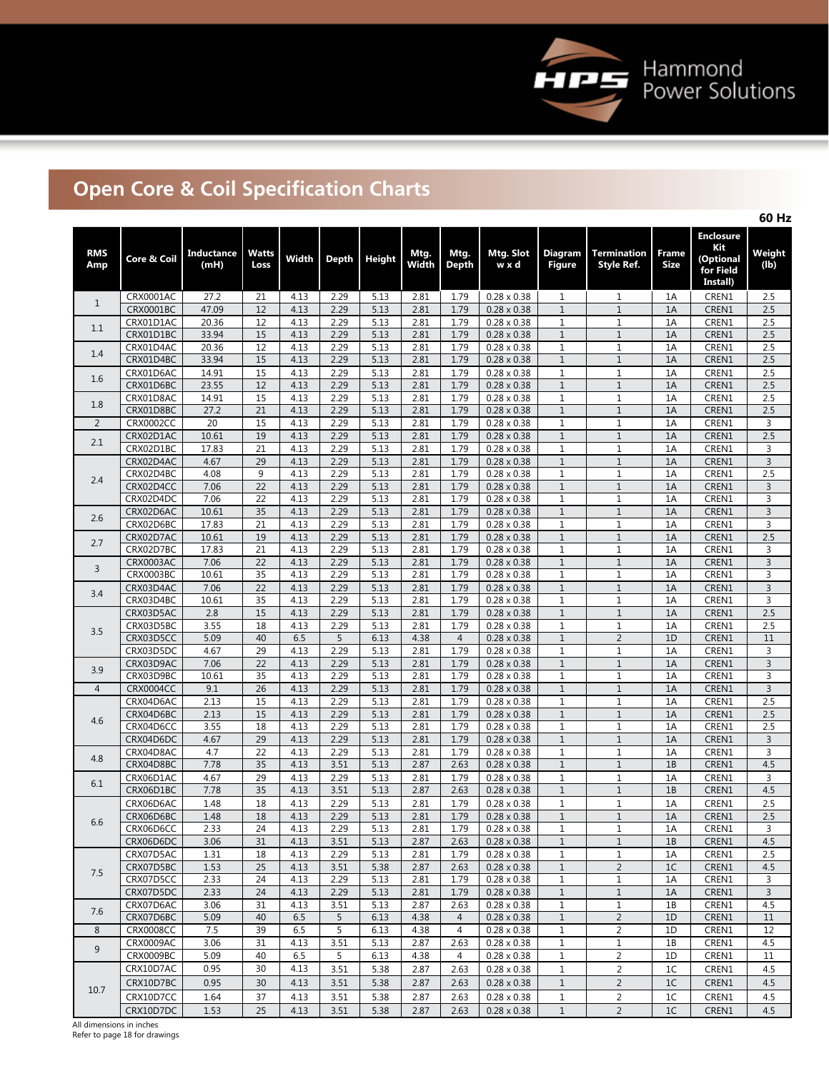## Open Core & Coil Specification Charts

**60 Hz**

| RMS Amp | Core & Coil | Inductance (mH) | Watts Loss | Width | Depth | Height | Mtg. Width | Mtg. Depth | Mtg. Slot w x d | Diagram Figure | Termination Style Ref. | Frame Size | Enclosure Kit (Optional for Field Install) | Weight (lb) |
|---|---|---|---|---|---|---|---|---|---|---|---|---|---|---|
| 1 | CRX0001AC | 27.2 | 21 | 4.13 | 2.29 | 5.13 | 2.81 | 1.79 | 0.28 x 0.38 | 1 | 1 | 1A | CREN1 | 2.5 |
| | CRX0001BC | 47.09 | 12 | 4.13 | 2.29 | 5.13 | 2.81 | 1.79 | 0.28 x 0.38 | 1 | 1 | 1A | CREN1 | 2.5 |
| 1.1 | CRX01D1AC | 20.36 | 12 | 4.13 | 2.29 | 5.13 | 2.81 | 1.79 | 0.28 x 0.38 | 1 | 1 | 1A | CREN1 | 2.5 |
| | CRX01D1BC | 33.94 | 15 | 4.13 | 2.29 | 5.13 | 2.81 | 1.79 | 0.28 x 0.38 | 1 | 1 | 1A | CREN1 | 2.5 |
| 1.4 | CRX01D4AC | 20.36 | 12 | 4.13 | 2.29 | 5.13 | 2.81 | 1.79 | 0.28 x 0.38 | 1 | 1 | 1A | CREN1 | 2.5 |
| | CRX01D4BC | 33.94 | 15 | 4.13 | 2.29 | 5.13 | 2.81 | 1.79 | 0.28 x 0.38 | 1 | 1 | 1A | CREN1 | 2.5 |
| 1.6 | CRX01D6AC | 14.91 | 15 | 4.13 | 2.29 | 5.13 | 2.81 | 1.79 | 0.28 x 0.38 | 1 | 1 | 1A | CREN1 | 2.5 |
| | CRX01D6BC | 23.55 | 12 | 4.13 | 2.29 | 5.13 | 2.81 | 1.79 | 0.28 x 0.38 | 1 | 1 | 1A | CREN1 | 2.5 |
| 1.8 | CRX01D8AC | 14.91 | 15 | 4.13 | 2.29 | 5.13 | 2.81 | 1.79 | 0.28 x 0.38 | 1 | 1 | 1A | CREN1 | 2.5 |
| | CRX01D8BC | 27.2 | 21 | 4.13 | 2.29 | 5.13 | 2.81 | 1.79 | 0.28 x 0.38 | 1 | 1 | 1A | CREN1 | 2.5 |
| 2 | CRX0002CC | 20 | 15 | 4.13 | 2.29 | 5.13 | 2.81 | 1.79 | 0.28 x 0.38 | 1 | 1 | 1A | CREN1 | 3 |
| 2.1 | CRX02D1AC | 10.61 | 19 | 4.13 | 2.29 | 5.13 | 2.81 | 1.79 | 0.28 x 0.38 | 1 | 1 | 1A | CREN1 | 2.5 |
| | CRX02D1BC | 17.83 | 21 | 4.13 | 2.29 | 5.13 | 2.81 | 1.79 | 0.28 x 0.38 | 1 | 1 | 1A | CREN1 | 3 |
| 2.4 | CRX02D4AC | 4.67 | 29 | 4.13 | 2.29 | 5.13 | 2.81 | 1.79 | 0.28 x 0.38 | 1 | 1 | 1A | CREN1 | 3 |
| | CRX02D4BC | 4.08 | 9 | 4.13 | 2.29 | 5.13 | 2.81 | 1.79 | 0.28 x 0.38 | 1 | 1 | 1A | CREN1 | 2.5 |
| | CRX02D4CC | 7.06 | 22 | 4.13 | 2.29 | 5.13 | 2.81 | 1.79 | 0.28 x 0.38 | 1 | 1 | 1A | CREN1 | 3 |
| | CRX02D4DC | 7.06 | 22 | 4.13 | 2.29 | 5.13 | 2.81 | 1.79 | 0.28 x 0.38 | 1 | 1 | 1A | CREN1 | 3 |
| 2.6 | CRX02D6AC | 10.61 | 35 | 4.13 | 2.29 | 5.13 | 2.81 | 1.79 | 0.28 x 0.38 | 1 | 1 | 1A | CREN1 | 3 |
| | CRX02D6BC | 17.83 | 21 | 4.13 | 2.29 | 5.13 | 2.81 | 1.79 | 0.28 x 0.38 | 1 | 1 | 1A | CREN1 | 3 |
| 2.7 | CRX02D7AC | 10.61 | 19 | 4.13 | 2.29 | 5.13 | 2.81 | 1.79 | 0.28 x 0.38 | 1 | 1 | 1A | CREN1 | 2.5 |
| | CRX02D7BC | 17.83 | 21 | 4.13 | 2.29 | 5.13 | 2.81 | 1.79 | 0.28 x 0.38 | 1 | 1 | 1A | CREN1 | 3 |
| 3 | CRX0003AC | 7.06 | 22 | 4.13 | 2.29 | 5.13 | 2.81 | 1.79 | 0.28 x 0.38 | 1 | 1 | 1A | CREN1 | 3 |
| | CRX0003BC | 10.61 | 35 | 4.13 | 2.29 | 5.13 | 2.81 | 1.79 | 0.28 x 0.38 | 1 | 1 | 1A | CREN1 | 3 |
| 3.4 | CRX03D4AC | 7.06 | 22 | 4.13 | 2.29 | 5.13 | 2.81 | 1.79 | 0.28 x 0.38 | 1 | 1 | 1A | CREN1 | 3 |
| | CRX03D4BC | 10.61 | 35 | 4.13 | 2.29 | 5.13 | 2.81 | 1.79 | 0.28 x 0.38 | 1 | 1 | 1A | CREN1 | 3 |
| 3.5 | CRX03D5AC | 2.8 | 15 | 4.13 | 2.29 | 5.13 | 2.81 | 1.79 | 0.28 x 0.38 | 1 | 1 | 1A | CREN1 | 2.5 |
| | CRX03D5BC | 3.55 | 18 | 4.13 | 2.29 | 5.13 | 2.81 | 1.79 | 0.28 x 0.38 | 1 | 1 | 1A | CREN1 | 2.5 |
| | CRX03D5CC | 5.09 | 40 | 6.5 | 5 | 6.13 | 4.38 | 4 | 0.28 x 0.38 | 1 | 2 | 1D | CREN1 | 11 |
| | CRX03D5DC | 4.67 | 29 | 4.13 | 2.29 | 5.13 | 2.81 | 1.79 | 0.28 x 0.38 | 1 | 1 | 1A | CREN1 | 3 |
| 3.9 | CRX03D9AC | 7.06 | 22 | 4.13 | 2.29 | 5.13 | 2.81 | 1.79 | 0.28 x 0.38 | 1 | 1 | 1A | CREN1 | 3 |
| | CRX03D9BC | 10.61 | 35 | 4.13 | 2.29 | 5.13 | 2.81 | 1.79 | 0.28 x 0.38 | 1 | 1 | 1A | CREN1 | 3 |
| 4 | CRX0004CC | 9.1 | 26 | 4.13 | 2.29 | 5.13 | 2.81 | 1.79 | 0.28 x 0.38 | 1 | 1 | 1A | CREN1 | 3 |
| 4.6 | CRX04D6AC | 2.13 | 15 | 4.13 | 2.29 | 5.13 | 2.81 | 1.79 | 0.28 x 0.38 | 1 | 1 | 1A | CREN1 | 2.5 |
| | CRX04D6BC | 2.13 | 15 | 4.13 | 2.29 | 5.13 | 2.81 | 1.79 | 0.28 x 0.38 | 1 | 1 | 1A | CREN1 | 2.5 |
| | CRX04D6CC | 3.55 | 18 | 4.13 | 2.29 | 5.13 | 2.81 | 1.79 | 0.28 x 0.38 | 1 | 1 | 1A | CREN1 | 2.5 |
| | CRX04D6DC | 4.67 | 29 | 4.13 | 2.29 | 5.13 | 2.81 | 1.79 | 0.28 x 0.38 | 1 | 1 | 1A | CREN1 | 3 |
| 4.8 | CRX04D8AC | 4.7 | 22 | 4.13 | 2.29 | 5.13 | 2.81 | 1.79 | 0.28 x 0.38 | 1 | 1 | 1A | CREN1 | 3 |
| | CRX04D8BC | 7.78 | 35 | 4.13 | 3.51 | 5.13 | 2.87 | 2.63 | 0.28 x 0.38 | 1 | 1 | 1B | CREN1 | 4.5 |
| 6.1 | CRX06D1AC | 4.67 | 29 | 4.13 | 2.29 | 5.13 | 2.81 | 1.79 | 0.28 x 0.38 | 1 | 1 | 1A | CREN1 | 3 |
| | CRX06D1BC | 7.78 | 35 | 4.13 | 3.51 | 5.13 | 2.87 | 2.63 | 0.28 x 0.38 | 1 | 1 | 1B | CREN1 | 4.5 |
| 6.6 | CRX06D6AC | 1.48 | 18 | 4.13 | 2.29 | 5.13 | 2.81 | 1.79 | 0.28 x 0.38 | 1 | 1 | 1A | CREN1 | 2.5 |
| | CRX06D6BC | 1.48 | 18 | 4.13 | 2.29 | 5.13 | 2.81 | 1.79 | 0.28 x 0.38 | 1 | 1 | 1A | CREN1 | 2.5 |
| | CRX06D6CC | 2.33 | 24 | 4.13 | 2.29 | 5.13 | 2.81 | 1.79 | 0.28 x 0.38 | 1 | 1 | 1A | CREN1 | 3 |
| | CRX06D6DC | 3.06 | 31 | 4.13 | 3.51 | 5.13 | 2.87 | 2.63 | 0.28 x 0.38 | 1 | 1 | 1B | CREN1 | 4.5 |
| 7.5 | CRX07D5AC | 1.31 | 18 | 4.13 | 2.29 | 5.13 | 2.81 | 1.79 | 0.28 x 0.38 | 1 | 1 | 1A | CREN1 | 2.5 |
| | CRX07D5BC | 1.53 | 25 | 4.13 | 3.51 | 5.38 | 2.87 | 2.63 | 0.28 x 0.38 | 1 | 2 | 1C | CREN1 | 4.5 |
| | CRX07D5CC | 2.33 | 24 | 4.13 | 2.29 | 5.13 | 2.81 | 1.79 | 0.28 x 0.38 | 1 | 1 | 1A | CREN1 | 3 |
| | CRX07D5DC | 2.33 | 24 | 4.13 | 2.29 | 5.13 | 2.81 | 1.79 | 0.28 x 0.38 | 1 | 1 | 1A | CREN1 | 3 |
| 7.6 | CRX07D6AC | 3.06 | 31 | 4.13 | 3.51 | 5.13 | 2.87 | 2.63 | 0.28 x 0.38 | 1 | 1 | 1B | CREN1 | 4.5 |
| | CRX07D6BC | 5.09 | 40 | 6.5 | 5 | 6.13 | 4.38 | 4 | 0.28 x 0.38 | 1 | 2 | 1D | CREN1 | 11 |
| 8 | CRX0008CC | 7.5 | 39 | 6.5 | 5 | 6.13 | 4.38 | 4 | 0.28 x 0.38 | 1 | 2 | 1D | CREN1 | 12 |
| 9 | CRX0009AC | 3.06 | 31 | 4.13 | 3.51 | 5.13 | 2.87 | 2.63 | 0.28 x 0.38 | 1 | 1 | 1B | CREN1 | 4.5 |
| | CRX0009BC | 5.09 | 40 | 6.5 | 5 | 6.13 | 4.38 | 4 | 0.28 x 0.38 | 1 | 2 | 1D | CREN1 | 11 |
| 10.7 | CRX10D7AC | 0.95 | 30 | 4.13 | 3.51 | 5.38 | 2.87 | 2.63 | 0.28 x 0.38 | 1 | 2 | 1C | CREN1 | 4.5 |
| | CRX10D7BC | 0.95 | 30 | 4.13 | 3.51 | 5.38 | 2.87 | 2.63 | 0.28 x 0.38 | 1 | 2 | 1C | CREN1 | 4.5 |
| | CRX10D7CC | 1.64 | 37 | 4.13 | 3.51 | 5.38 | 2.87 | 2.63 | 0.28 x 0.38 | 1 | 2 | 1C | CREN1 | 4.5 |
| | CRX10D7DC | 1.53 | 25 | 4.13 | 3.51 | 5.38 | 2.87 | 2.63 | 0.28 x 0.38 | 1 | 2 | 1C | CREN1 | 4.5 |

All dimensions in inches
Refer to page 18 for drawings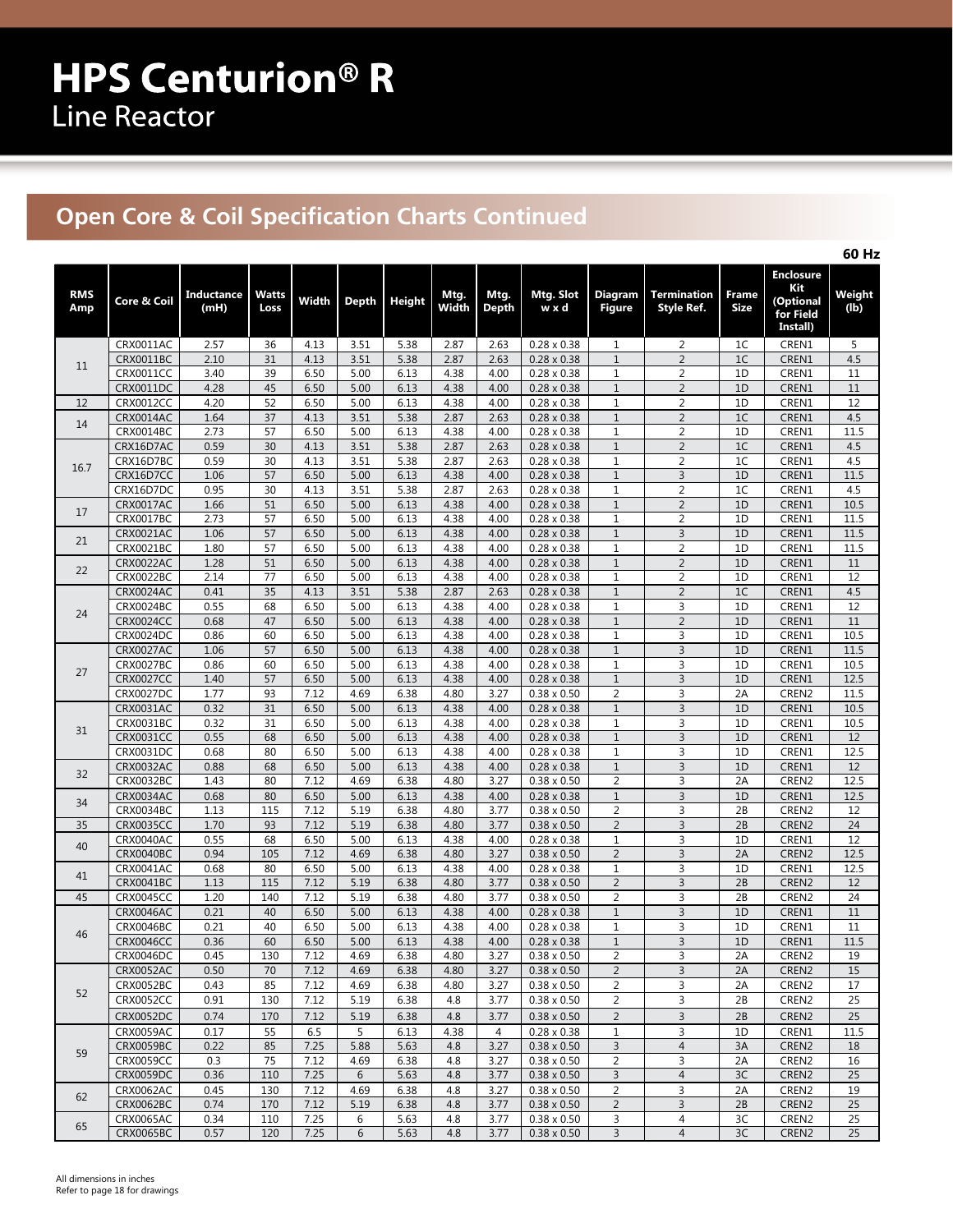# HPS Centurion® R

Line Reactor

## Open Core & Coil Specification Charts Continued

**60 Hz**

| RMS Amp | Core & Coil | Inductance (mH) | Watts Loss | Width | Depth | Height | Mtg. Width | Mtg. Depth | Mtg. Slot w x d | Diagram Figure | Termination Style Ref. | Frame Size | Enclosure Kit (Optional for Field Install) | Weight (lb) |
|---|---|---|---|---|---|---|---|---|---|---|---|---|---|---|
| 11 | CRX0011AC | 2.57 | 36 | 4.13 | 3.51 | 5.38 | 2.87 | 2.63 | 0.28 x 0.38 | 1 | 2 | 1C | CREN1 | 5 |
| | CRX0011BC | 2.10 | 31 | 4.13 | 3.51 | 5.38 | 2.87 | 2.63 | 0.28 x 0.38 | 1 | 2 | 1C | CREN1 | 4.5 |
| | CRX0011CC | 3.40 | 39 | 6.50 | 5.00 | 6.13 | 4.38 | 4.00 | 0.28 x 0.38 | 1 | 2 | 1D | CREN1 | 11 |
| | CRX0011DC | 4.28 | 45 | 6.50 | 5.00 | 6.13 | 4.38 | 4.00 | 0.28 x 0.38 | 1 | 2 | 1D | CREN1 | 11 |
| 12 | CRX0012CC | 4.20 | 52 | 6.50 | 5.00 | 6.13 | 4.38 | 4.00 | 0.28 x 0.38 | 1 | 2 | 1D | CREN1 | 12 |
| 14 | CRX0014AC | 1.64 | 37 | 4.13 | 3.51 | 5.38 | 2.87 | 2.63 | 0.28 x 0.38 | 1 | 2 | 1C | CREN1 | 4.5 |
| | CRX0014BC | 2.73 | 57 | 6.50 | 5.00 | 6.13 | 4.38 | 4.00 | 0.28 x 0.38 | 1 | 2 | 1D | CREN1 | 11.5 |
| 16.7 | CRX16D7AC | 0.59 | 30 | 4.13 | 3.51 | 5.38 | 2.87 | 2.63 | 0.28 x 0.38 | 1 | 2 | 1C | CREN1 | 4.5 |
| | CRX16D7BC | 0.59 | 30 | 4.13 | 3.51 | 5.38 | 2.87 | 2.63 | 0.28 x 0.38 | 1 | 2 | 1C | CREN1 | 4.5 |
| | CRX16D7CC | 1.06 | 57 | 6.50 | 5.00 | 6.13 | 4.38 | 4.00 | 0.28 x 0.38 | 1 | 3 | 1D | CREN1 | 11.5 |
| | CRX16D7DC | 0.95 | 30 | 4.13 | 3.51 | 5.38 | 2.87 | 2.63 | 0.28 x 0.38 | 1 | 2 | 1C | CREN1 | 4.5 |
| 17 | CRX0017AC | 1.66 | 51 | 6.50 | 5.00 | 6.13 | 4.38 | 4.00 | 0.28 x 0.38 | 1 | 2 | 1D | CREN1 | 10.5 |
| | CRX0017BC | 2.73 | 57 | 6.50 | 5.00 | 6.13 | 4.38 | 4.00 | 0.28 x 0.38 | 1 | 2 | 1D | CREN1 | 11.5 |
| 21 | CRX0021AC | 1.06 | 57 | 6.50 | 5.00 | 6.13 | 4.38 | 4.00 | 0.28 x 0.38 | 1 | 3 | 1D | CREN1 | 11.5 |
| | CRX0021BC | 1.80 | 57 | 6.50 | 5.00 | 6.13 | 4.38 | 4.00 | 0.28 x 0.38 | 1 | 2 | 1D | CREN1 | 11.5 |
| 22 | CRX0022AC | 1.28 | 51 | 6.50 | 5.00 | 6.13 | 4.38 | 4.00 | 0.28 x 0.38 | 1 | 2 | 1D | CREN1 | 11 |
| | CRX0022BC | 2.14 | 77 | 6.50 | 5.00 | 6.13 | 4.38 | 4.00 | 0.28 x 0.38 | 1 | 2 | 1D | CREN1 | 12 |
| 24 | CRX0024AC | 0.41 | 35 | 4.13 | 3.51 | 5.38 | 2.87 | 2.63 | 0.28 x 0.38 | 1 | 2 | 1C | CREN1 | 4.5 |
| | CRX0024BC | 0.55 | 68 | 6.50 | 5.00 | 6.13 | 4.38 | 4.00 | 0.28 x 0.38 | 1 | 3 | 1D | CREN1 | 12 |
| | CRX0024CC | 0.68 | 47 | 6.50 | 5.00 | 6.13 | 4.38 | 4.00 | 0.28 x 0.38 | 1 | 2 | 1D | CREN1 | 11 |
| | CRX0024DC | 0.86 | 60 | 6.50 | 5.00 | 6.13 | 4.38 | 4.00 | 0.28 x 0.38 | 1 | 3 | 1D | CREN1 | 10.5 |
| 27 | CRX0027AC | 1.06 | 57 | 6.50 | 5.00 | 6.13 | 4.38 | 4.00 | 0.28 x 0.38 | 1 | 3 | 1D | CREN1 | 11.5 |
| | CRX0027BC | 0.86 | 60 | 6.50 | 5.00 | 6.13 | 4.38 | 4.00 | 0.28 x 0.38 | 1 | 3 | 1D | CREN1 | 10.5 |
| | CRX0027CC | 1.40 | 57 | 6.50 | 5.00 | 6.13 | 4.38 | 4.00 | 0.28 x 0.38 | 1 | 3 | 1D | CREN1 | 12.5 |
| | CRX0027DC | 1.77 | 93 | 7.12 | 4.69 | 6.38 | 4.80 | 3.27 | 0.38 x 0.50 | 2 | 3 | 2A | CREN2 | 11.5 |
| 31 | CRX0031AC | 0.32 | 31 | 6.50 | 5.00 | 6.13 | 4.38 | 4.00 | 0.28 x 0.38 | 1 | 3 | 1D | CREN1 | 10.5 |
| | CRX0031BC | 0.32 | 31 | 6.50 | 5.00 | 6.13 | 4.38 | 4.00 | 0.28 x 0.38 | 1 | 3 | 1D | CREN1 | 10.5 |
| | CRX0031CC | 0.55 | 68 | 6.50 | 5.00 | 6.13 | 4.38 | 4.00 | 0.28 x 0.38 | 1 | 3 | 1D | CREN1 | 12 |
| | CRX0031DC | 0.68 | 80 | 6.50 | 5.00 | 6.13 | 4.38 | 4.00 | 0.28 x 0.38 | 1 | 3 | 1D | CREN1 | 12.5 |
| 32 | CRX0032AC | 0.88 | 68 | 6.50 | 5.00 | 6.13 | 4.38 | 4.00 | 0.28 x 0.38 | 1 | 3 | 1D | CREN1 | 12 |
| | CRX0032BC | 1.43 | 80 | 7.12 | 4.69 | 6.38 | 4.80 | 3.27 | 0.38 x 0.50 | 2 | 3 | 2A | CREN2 | 12.5 |
| 34 | CRX0034AC | 0.68 | 80 | 6.50 | 5.00 | 6.13 | 4.38 | 4.00 | 0.28 x 0.38 | 1 | 3 | 1D | CREN1 | 12.5 |
| | CRX0034BC | 1.13 | 115 | 7.12 | 5.19 | 6.38 | 4.80 | 3.77 | 0.38 x 0.50 | 2 | 3 | 2B | CREN2 | 12 |
| 35 | CRX0035CC | 1.70 | 93 | 7.12 | 5.19 | 6.38 | 4.80 | 3.77 | 0.38 x 0.50 | 2 | 3 | 2B | CREN2 | 24 |
| 40 | CRX0040AC | 0.55 | 68 | 6.50 | 5.00 | 6.13 | 4.38 | 4.00 | 0.28 x 0.38 | 1 | 3 | 1D | CREN1 | 12 |
| | CRX0040BC | 0.94 | 105 | 7.12 | 4.69 | 6.38 | 4.80 | 3.27 | 0.38 x 0.50 | 2 | 3 | 2A | CREN2 | 12.5 |
| 41 | CRX0041AC | 0.68 | 80 | 6.50 | 5.00 | 6.13 | 4.38 | 4.00 | 0.28 x 0.38 | 1 | 3 | 1D | CREN1 | 12.5 |
| | CRX0041BC | 1.13 | 115 | 7.12 | 5.19 | 6.38 | 4.80 | 3.77 | 0.38 x 0.50 | 2 | 3 | 2B | CREN2 | 12 |
| 45 | CRX0045CC | 1.20 | 140 | 7.12 | 5.19 | 6.38 | 4.80 | 3.77 | 0.38 x 0.50 | 2 | 3 | 2B | CREN2 | 24 |
| 46 | CRX0046AC | 0.21 | 40 | 6.50 | 5.00 | 6.13 | 4.38 | 4.00 | 0.28 x 0.38 | 1 | 3 | 1D | CREN1 | 11 |
| | CRX0046BC | 0.21 | 40 | 6.50 | 5.00 | 6.13 | 4.38 | 4.00 | 0.28 x 0.38 | 1 | 3 | 1D | CREN1 | 11 |
| | CRX0046CC | 0.36 | 60 | 6.50 | 5.00 | 6.13 | 4.38 | 4.00 | 0.28 x 0.38 | 1 | 3 | 1D | CREN1 | 11.5 |
| | CRX0046DC | 0.45 | 130 | 7.12 | 4.69 | 6.38 | 4.80 | 3.27 | 0.38 x 0.50 | 2 | 3 | 2A | CREN2 | 19 |
| 52 | CRX0052AC | 0.50 | 70 | 7.12 | 4.69 | 6.38 | 4.80 | 3.27 | 0.38 x 0.50 | 2 | 3 | 2A | CREN2 | 15 |
| | CRX0052BC | 0.43 | 85 | 7.12 | 4.69 | 6.38 | 4.80 | 3.27 | 0.38 x 0.50 | 2 | 3 | 2A | CREN2 | 17 |
| | CRX0052CC | 0.91 | 130 | 7.12 | 5.19 | 6.38 | 4.8 | 3.77 | 0.38 x 0.50 | 2 | 3 | 2B | CREN2 | 25 |
| | CRX0052DC | 0.74 | 170 | 7.12 | 5.19 | 6.38 | 4.8 | 3.77 | 0.38 x 0.50 | 2 | 3 | 2B | CREN2 | 25 |
| 59 | CRX0059AC | 0.17 | 55 | 6.5 | 5 | 6.13 | 4.38 | 4 | 0.28 x 0.38 | 1 | 3 | 1D | CREN1 | 11.5 |
| | CRX0059BC | 0.22 | 85 | 7.25 | 5.88 | 5.63 | 4.8 | 3.27 | 0.38 x 0.50 | 3 | 4 | 3A | CREN2 | 18 |
| | CRX0059CC | 0.3 | 75 | 7.12 | 4.69 | 6.38 | 4.8 | 3.27 | 0.38 x 0.50 | 2 | 3 | 2A | CREN2 | 16 |
| | CRX0059DC | 0.36 | 110 | 7.25 | 6 | 5.63 | 4.8 | 3.77 | 0.38 x 0.50 | 3 | 4 | 3C | CREN2 | 25 |
| 62 | CRX0062AC | 0.45 | 130 | 7.12 | 4.69 | 6.38 | 4.8 | 3.27 | 0.38 x 0.50 | 2 | 3 | 2A | CREN2 | 19 |
| | CRX0062BC | 0.74 | 170 | 7.12 | 5.19 | 6.38 | 4.8 | 3.77 | 0.38 x 0.50 | 2 | 3 | 2B | CREN2 | 25 |
| 65 | CRX0065AC | 0.34 | 110 | 7.25 | 6 | 5.63 | 4.8 | 3.77 | 0.38 x 0.50 | 3 | 4 | 3C | CREN2 | 25 |
| | CRX0065BC | 0.57 | 120 | 7.25 | 6 | 5.63 | 4.8 | 3.77 | 0.38 x 0.50 | 3 | 4 | 3C | CREN2 | 25 |

All dimensions in inches
Refer to page 18 for drawings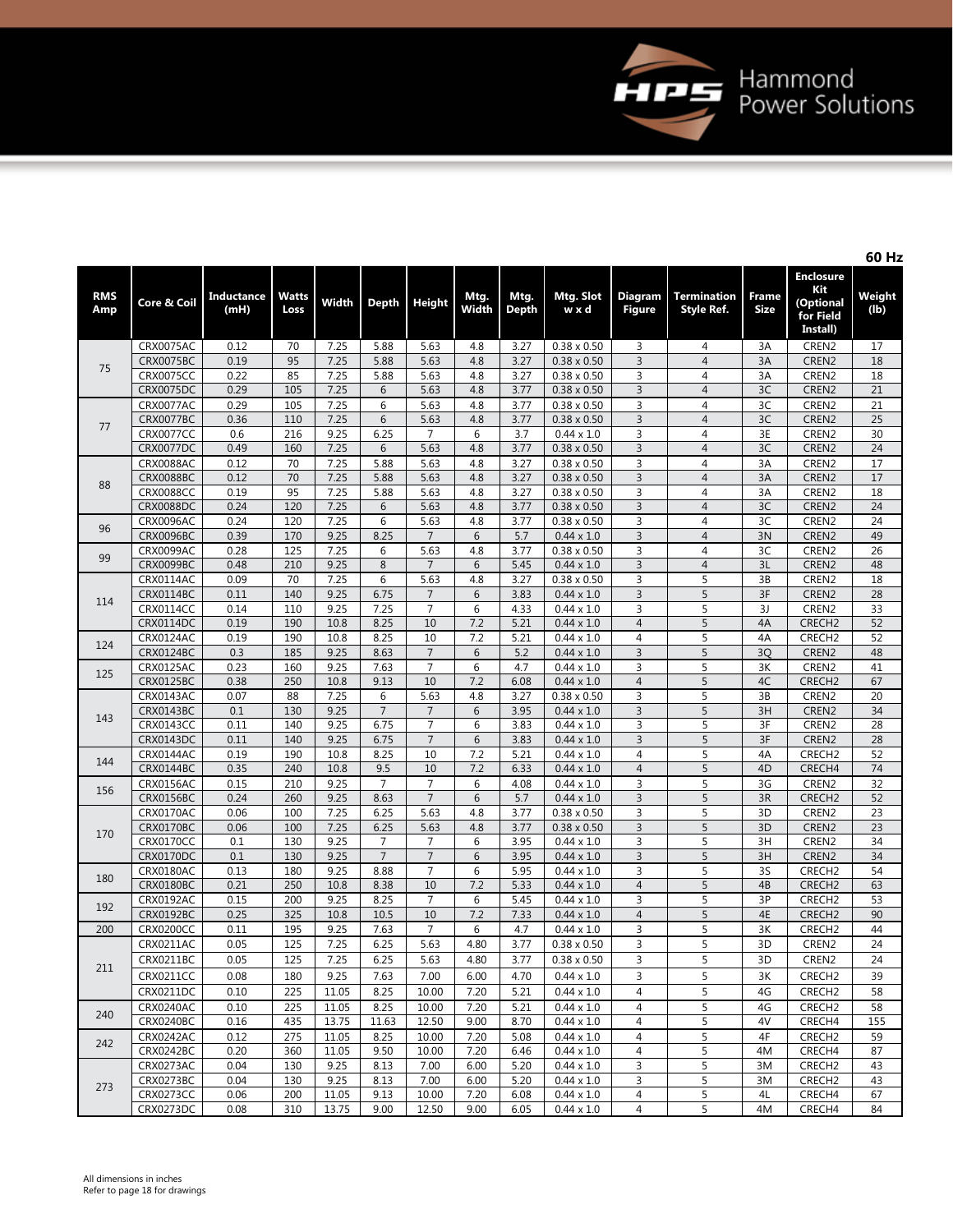**60 Hz**

| RMS Amp | Core & Coil | Inductance (mH) | Watts Loss | Width | Depth | Height | Mtg. Width | Mtg. Depth | Mtg. Slot w x d | Diagram Figure | Termination Style Ref. | Frame Size | Enclosure Kit (Optional for Field Install) | Weight (lb) |
|---|---|---|---|---|---|---|---|---|---|---|---|---|---|---|
| 75 | CRX0075AC | 0.12 | 70 | 7.25 | 5.88 | 5.63 | 4.8 | 3.27 | 0.38 x 0.50 | 3 | 4 | 3A | CREN2 | 17 |
| | CRX0075BC | 0.19 | 95 | 7.25 | 5.88 | 5.63 | 4.8 | 3.27 | 0.38 x 0.50 | 3 | 4 | 3A | CREN2 | 18 |
| | CRX0075CC | 0.22 | 85 | 7.25 | 5.88 | 5.63 | 4.8 | 3.27 | 0.38 x 0.50 | 3 | 4 | 3A | CREN2 | 18 |
| | CRX0075DC | 0.29 | 105 | 7.25 | 6 | 5.63 | 4.8 | 3.77 | 0.38 x 0.50 | 3 | 4 | 3C | CREN2 | 21 |
| 77 | CRX0077AC | 0.29 | 105 | 7.25 | 6 | 5.63 | 4.8 | 3.77 | 0.38 x 0.50 | 3 | 4 | 3C | CREN2 | 21 |
| | CRX0077BC | 0.36 | 110 | 7.25 | 6 | 5.63 | 4.8 | 3.77 | 0.38 x 0.50 | 3 | 4 | 3C | CREN2 | 25 |
| | CRX0077CC | 0.6 | 216 | 9.25 | 6.25 | 7 | 6 | 3.7 | 0.44 x 1.0 | 3 | 4 | 3E | CREN2 | 30 |
| | CRX0077DC | 0.49 | 160 | 7.25 | 6 | 5.63 | 4.8 | 3.77 | 0.38 x 0.50 | 3 | 4 | 3C | CREN2 | 24 |
| 88 | CRX0088AC | 0.12 | 70 | 7.25 | 5.88 | 5.63 | 4.8 | 3.27 | 0.38 x 0.50 | 3 | 4 | 3A | CREN2 | 17 |
| | CRX0088BC | 0.12 | 70 | 7.25 | 5.88 | 5.63 | 4.8 | 3.27 | 0.38 x 0.50 | 3 | 4 | 3A | CREN2 | 17 |
| | CRX0088CC | 0.19 | 95 | 7.25 | 5.88 | 5.63 | 4.8 | 3.27 | 0.38 x 0.50 | 3 | 4 | 3A | CREN2 | 18 |
| | CRX0088DC | 0.24 | 120 | 7.25 | 6 | 5.63 | 4.8 | 3.77 | 0.38 x 0.50 | 3 | 4 | 3C | CREN2 | 24 |
| 96 | CRX0096AC | 0.24 | 120 | 7.25 | 6 | 5.63 | 4.8 | 3.77 | 0.38 x 0.50 | 3 | 4 | 3C | CREN2 | 24 |
| | CRX0096BC | 0.39 | 170 | 9.25 | 8.25 | 7 | 6 | 5.7 | 0.44 x 1.0 | 3 | 4 | 3N | CREN2 | 49 |
| 99 | CRX0099AC | 0.28 | 125 | 7.25 | 6 | 5.63 | 4.8 | 3.77 | 0.38 x 0.50 | 3 | 4 | 3C | CREN2 | 26 |
| | CRX0099BC | 0.48 | 210 | 9.25 | 8 | 7 | 6 | 5.45 | 0.44 x 1.0 | 3 | 4 | 3L | CREN2 | 48 |
| 114 | CRX0114AC | 0.09 | 70 | 7.25 | 6 | 5.63 | 4.8 | 3.27 | 0.38 x 0.50 | 3 | 5 | 3B | CREN2 | 18 |
| | CRX0114BC | 0.11 | 140 | 9.25 | 6.75 | 7 | 6 | 3.83 | 0.44 x 1.0 | 3 | 5 | 3F | CREN2 | 28 |
| | CRX0114CC | 0.14 | 110 | 9.25 | 7.25 | 7 | 6 | 4.33 | 0.44 x 1.0 | 3 | 5 | 3J | CREN2 | 33 |
| | CRX0114DC | 0.19 | 190 | 10.8 | 8.25 | 10 | 7.2 | 5.21 | 0.44 x 1.0 | 4 | 5 | 4A | CRECH2 | 52 |
| 124 | CRX0124AC | 0.19 | 190 | 10.8 | 8.25 | 10 | 7.2 | 5.21 | 0.44 x 1.0 | 4 | 5 | 4A | CRECH2 | 52 |
| | CRX0124BC | 0.3 | 185 | 9.25 | 8.63 | 7 | 6 | 5.2 | 0.44 x 1.0 | 3 | 5 | 3Q | CREN2 | 48 |
| 125 | CRX0125AC | 0.23 | 160 | 9.25 | 7.63 | 7 | 6 | 4.7 | 0.44 x 1.0 | 3 | 5 | 3K | CREN2 | 41 |
| | CRX0125BC | 0.38 | 250 | 10.8 | 9.13 | 10 | 7.2 | 6.08 | 0.44 x 1.0 | 4 | 5 | 4C | CRECH2 | 67 |
| 143 | CRX0143AC | 0.07 | 88 | 7.25 | 6 | 5.63 | 4.8 | 3.27 | 0.38 x 0.50 | 3 | 5 | 3B | CREN2 | 20 |
| | CRX0143BC | 0.1 | 130 | 9.25 | 7 | 7 | 6 | 3.95 | 0.44 x 1.0 | 3 | 5 | 3H | CREN2 | 34 |
| | CRX0143CC | 0.11 | 140 | 9.25 | 6.75 | 7 | 6 | 3.83 | 0.44 x 1.0 | 3 | 5 | 3F | CREN2 | 28 |
| | CRX0143DC | 0.11 | 140 | 9.25 | 6.75 | 7 | 6 | 3.83 | 0.44 x 1.0 | 3 | 5 | 3F | CREN2 | 28 |
| 144 | CRX0144AC | 0.19 | 190 | 10.8 | 8.25 | 10 | 7.2 | 5.21 | 0.44 x 1.0 | 4 | 5 | 4A | CRECH2 | 52 |
| | CRX0144BC | 0.35 | 240 | 10.8 | 9.5 | 10 | 7.2 | 6.33 | 0.44 x 1.0 | 4 | 5 | 4D | CRECH4 | 74 |
| 156 | CRX0156AC | 0.15 | 210 | 9.25 | 7 | 7 | 6 | 4.08 | 0.44 x 1.0 | 3 | 5 | 3G | CREN2 | 32 |
| | CRX0156BC | 0.24 | 260 | 9.25 | 8.63 | 7 | 6 | 5.7 | 0.44 x 1.0 | 3 | 5 | 3R | CRECH2 | 52 |
| 170 | CRX0170AC | 0.06 | 100 | 7.25 | 6.25 | 5.63 | 4.8 | 3.77 | 0.38 x 0.50 | 3 | 5 | 3D | CREN2 | 23 |
| | CRX0170BC | 0.06 | 100 | 7.25 | 6.25 | 5.63 | 4.8 | 3.77 | 0.38 x 0.50 | 3 | 5 | 3D | CREN2 | 23 |
| | CRX0170CC | 0.1 | 130 | 9.25 | 7 | 7 | 6 | 3.95 | 0.44 x 1.0 | 3 | 5 | 3H | CREN2 | 34 |
| | CRX0170DC | 0.1 | 130 | 9.25 | 7 | 7 | 6 | 3.95 | 0.44 x 1.0 | 3 | 5 | 3H | CREN2 | 34 |
| 180 | CRX0180AC | 0.13 | 180 | 9.25 | 8.88 | 7 | 6 | 5.95 | 0.44 x 1.0 | 3 | 5 | 3S | CRECH2 | 54 |
| | CRX0180BC | 0.21 | 250 | 10.8 | 8.38 | 10 | 7.2 | 5.33 | 0.44 x 1.0 | 4 | 5 | 4B | CRECH2 | 63 |
| 192 | CRX0192AC | 0.15 | 200 | 9.25 | 8.25 | 7 | 6 | 5.45 | 0.44 x 1.0 | 3 | 5 | 3P | CRECH2 | 53 |
| | CRX0192BC | 0.25 | 325 | 10.8 | 10.5 | 10 | 7.2 | 7.33 | 0.44 x 1.0 | 4 | 5 | 4E | CRECH2 | 90 |
| 200 | CRX0200CC | 0.11 | 195 | 9.25 | 7.63 | 7 | 6 | 4.7 | 0.44 x 1.0 | 3 | 5 | 3K | CRECH2 | 44 |
| 211 | CRX0211AC | 0.05 | 125 | 7.25 | 6.25 | 5.63 | 4.80 | 3.77 | 0.38 x 0.50 | 3 | 5 | 3D | CREN2 | 24 |
| | CRX0211BC | 0.05 | 125 | 7.25 | 6.25 | 5.63 | 4.80 | 3.77 | 0.38 x 0.50 | 3 | 5 | 3D | CREN2 | 24 |
| | CRX0211CC | 0.08 | 180 | 9.25 | 7.63 | 7.00 | 6.00 | 4.70 | 0.44 x 1.0 | 3 | 5 | 3K | CRECH2 | 39 |
| | CRX0211DC | 0.10 | 225 | 11.05 | 8.25 | 10.00 | 7.20 | 5.21 | 0.44 x 1.0 | 4 | 5 | 4G | CRECH2 | 58 |
| 240 | CRX0240AC | 0.10 | 225 | 11.05 | 8.25 | 10.00 | 7.20 | 5.21 | 0.44 x 1.0 | 4 | 5 | 4G | CRECH2 | 58 |
| | CRX0240BC | 0.16 | 435 | 13.75 | 11.63 | 12.50 | 9.00 | 8.70 | 0.44 x 1.0 | 4 | 5 | 4V | CRECH4 | 155 |
| 242 | CRX0242AC | 0.12 | 275 | 11.05 | 8.25 | 10.00 | 7.20 | 5.08 | 0.44 x 1.0 | 4 | 5 | 4F | CRECH2 | 59 |
| | CRX0242BC | 0.20 | 360 | 11.05 | 9.50 | 10.00 | 7.20 | 6.46 | 0.44 x 1.0 | 4 | 5 | 4M | CRECH4 | 87 |
| 273 | CRX0273AC | 0.04 | 130 | 9.25 | 8.13 | 7.00 | 6.00 | 5.20 | 0.44 x 1.0 | 3 | 5 | 3M | CRECH2 | 43 |
| | CRX0273BC | 0.04 | 130 | 9.25 | 8.13 | 7.00 | 6.00 | 5.20 | 0.44 x 1.0 | 3 | 5 | 3M | CRECH2 | 43 |
| | CRX0273CC | 0.06 | 200 | 11.05 | 9.13 | 10.00 | 7.20 | 6.08 | 0.44 x 1.0 | 4 | 5 | 4L | CRECH4 | 67 |
| | CRX0273DC | 0.08 | 310 | 13.75 | 9.00 | 12.50 | 9.00 | 6.05 | 0.44 x 1.0 | 4 | 5 | 4M | CRECH4 | 84 |

All dimensions in inches
Refer to page 18 for drawings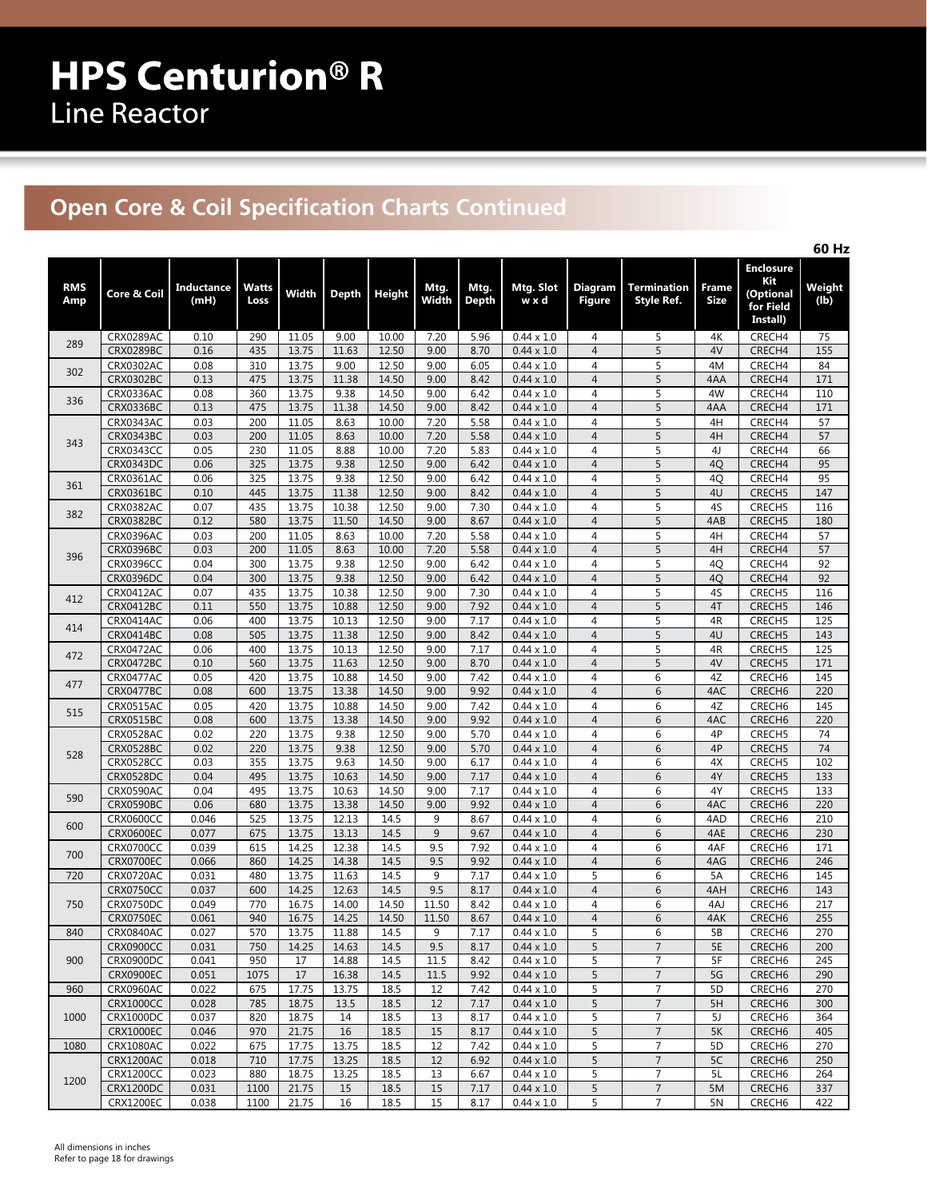# HPS Centurion® R

Line Reactor

## Open Core & Coil Specification Charts Continued

60 Hz

| RMS Amp | Core & Coil | Inductance (mH) | Watts Loss | Width | Depth | Height | Mtg. Width | Mtg. Depth | Mtg. Slot w x d | Diagram Figure | Termination Style Ref. | Frame Size | Enclosure Kit (Optional for Field Install) | Weight (lb) |
|---|---|---|---|---|---|---|---|---|---|---|---|---|---|---|
| 289 | CRX0289AC | 0.10 | 290 | 11.05 | 9.00 | 10.00 | 7.20 | 5.96 | 0.44 x 1.0 | 4 | 5 | 4K | CRECH4 | 75 |
| | CRX0289BC | 0.16 | 435 | 13.75 | 11.63 | 12.50 | 9.00 | 8.70 | 0.44 x 1.0 | 4 | 5 | 4V | CRECH4 | 155 |
| 302 | CRX0302AC | 0.08 | 310 | 13.75 | 9.00 | 12.50 | 9.00 | 6.05 | 0.44 x 1.0 | 4 | 5 | 4M | CRECH4 | 84 |
| | CRX0302BC | 0.13 | 475 | 13.75 | 11.38 | 14.50 | 9.00 | 8.42 | 0.44 x 1.0 | 4 | 5 | 4AA | CRECH4 | 171 |
| 336 | CRX0336AC | 0.08 | 360 | 13.75 | 9.38 | 14.50 | 9.00 | 6.42 | 0.44 x 1.0 | 4 | 5 | 4W | CRECH4 | 110 |
| | CRX0336BC | 0.13 | 475 | 13.75 | 11.38 | 14.50 | 9.00 | 8.42 | 0.44 x 1.0 | 4 | 5 | 4AA | CRECH4 | 171 |
| 343 | CRX0343AC | 0.03 | 200 | 11.05 | 8.63 | 10.00 | 7.20 | 5.58 | 0.44 x 1.0 | 4 | 5 | 4H | CRECH4 | 57 |
| | CRX0343BC | 0.03 | 200 | 11.05 | 8.63 | 10.00 | 7.20 | 5.58 | 0.44 x 1.0 | 4 | 5 | 4H | CRECH4 | 57 |
| | CRX0343CC | 0.05 | 230 | 11.05 | 8.88 | 10.00 | 7.20 | 5.83 | 0.44 x 1.0 | 4 | 5 | 4J | CRECH4 | 66 |
| | CRX0343DC | 0.06 | 325 | 13.75 | 9.38 | 12.50 | 9.00 | 6.42 | 0.44 x 1.0 | 4 | 5 | 4Q | CRECH4 | 95 |
| 361 | CRX0361AC | 0.06 | 325 | 13.75 | 9.38 | 12.50 | 9.00 | 6.42 | 0.44 x 1.0 | 4 | 5 | 4Q | CRECH4 | 95 |
| | CRX0361BC | 0.10 | 445 | 13.75 | 11.38 | 12.50 | 9.00 | 8.42 | 0.44 x 1.0 | 4 | 5 | 4U | CRECH5 | 147 |
| 382 | CRX0382AC | 0.07 | 435 | 13.75 | 10.38 | 12.50 | 9.00 | 7.30 | 0.44 x 1.0 | 4 | 5 | 4S | CRECH5 | 116 |
| | CRX0382BC | 0.12 | 580 | 13.75 | 11.50 | 14.50 | 9.00 | 8.67 | 0.44 x 1.0 | 4 | 5 | 4AB | CRECH5 | 180 |
| 396 | CRX0396AC | 0.03 | 200 | 11.05 | 8.63 | 10.00 | 7.20 | 5.58 | 0.44 x 1.0 | 4 | 5 | 4H | CRECH4 | 57 |
| | CRX0396BC | 0.03 | 200 | 11.05 | 8.63 | 10.00 | 7.20 | 5.58 | 0.44 x 1.0 | 4 | 5 | 4H | CRECH4 | 57 |
| | CRX0396CC | 0.04 | 300 | 13.75 | 9.38 | 12.50 | 9.00 | 6.42 | 0.44 x 1.0 | 4 | 5 | 4Q | CRECH4 | 92 |
| | CRX0396DC | 0.04 | 300 | 13.75 | 9.38 | 12.50 | 9.00 | 6.42 | 0.44 x 1.0 | 4 | 5 | 4Q | CRECH4 | 92 |
| 412 | CRX0412AC | 0.07 | 435 | 13.75 | 10.38 | 12.50 | 9.00 | 7.30 | 0.44 x 1.0 | 4 | 5 | 4S | CRECH5 | 116 |
| | CRX0412BC | 0.11 | 550 | 13.75 | 10.88 | 12.50 | 9.00 | 7.92 | 0.44 x 1.0 | 4 | 5 | 4T | CRECH5 | 146 |
| 414 | CRX0414AC | 0.06 | 400 | 13.75 | 10.13 | 12.50 | 9.00 | 7.17 | 0.44 x 1.0 | 4 | 5 | 4R | CRECH5 | 125 |
| | CRX0414BC | 0.08 | 505 | 13.75 | 11.38 | 12.50 | 9.00 | 8.42 | 0.44 x 1.0 | 4 | 5 | 4U | CRECH5 | 143 |
| 472 | CRX0472AC | 0.06 | 400 | 13.75 | 10.13 | 12.50 | 9.00 | 7.17 | 0.44 x 1.0 | 4 | 5 | 4R | CRECH5 | 125 |
| | CRX0472BC | 0.10 | 560 | 13.75 | 11.63 | 12.50 | 9.00 | 8.70 | 0.44 x 1.0 | 4 | 5 | 4V | CRECH5 | 171 |
| 477 | CRX0477AC | 0.05 | 420 | 13.75 | 10.88 | 14.50 | 9.00 | 7.42 | 0.44 x 1.0 | 4 | 6 | 4Z | CRECH6 | 145 |
| | CRX0477BC | 0.08 | 600 | 13.75 | 13.38 | 14.50 | 9.00 | 9.92 | 0.44 x 1.0 | 4 | 6 | 4AC | CRECH6 | 220 |
| 515 | CRX0515AC | 0.05 | 420 | 13.75 | 10.88 | 14.50 | 9.00 | 7.42 | 0.44 x 1.0 | 4 | 6 | 4Z | CRECH6 | 145 |
| | CRX0515BC | 0.08 | 600 | 13.75 | 13.38 | 14.50 | 9.00 | 9.92 | 0.44 x 1.0 | 4 | 6 | 4AC | CRECH6 | 220 |
| 528 | CRX0528AC | 0.02 | 220 | 13.75 | 9.38 | 12.50 | 9.00 | 5.70 | 0.44 x 1.0 | 4 | 6 | 4P | CRECH5 | 74 |
| | CRX0528BC | 0.02 | 220 | 13.75 | 9.38 | 12.50 | 9.00 | 5.70 | 0.44 x 1.0 | 4 | 6 | 4P | CRECH5 | 74 |
| | CRX0528CC | 0.03 | 355 | 13.75 | 9.63 | 14.50 | 9.00 | 6.17 | 0.44 x 1.0 | 4 | 6 | 4X | CRECH5 | 102 |
| | CRX0528DC | 0.04 | 495 | 13.75 | 10.63 | 14.50 | 9.00 | 7.17 | 0.44 x 1.0 | 4 | 6 | 4Y | CRECH5 | 133 |
| 590 | CRX0590AC | 0.04 | 495 | 13.75 | 10.63 | 14.50 | 9.00 | 7.17 | 0.44 x 1.0 | 4 | 6 | 4Y | CRECH5 | 133 |
| | CRX0590BC | 0.06 | 680 | 13.75 | 13.38 | 14.50 | 9.00 | 9.92 | 0.44 x 1.0 | 4 | 6 | 4AC | CRECH6 | 220 |
| 600 | CRX0600CC | 0.046 | 525 | 13.75 | 12.13 | 14.5 | 9 | 8.67 | 0.44 x 1.0 | 4 | 6 | 4AD | CRECH6 | 210 |
| | CRX0600EC | 0.077 | 675 | 13.75 | 13.13 | 14.5 | 9 | 9.67 | 0.44 x 1.0 | 4 | 6 | 4AE | CRECH6 | 230 |
| 700 | CRX0700CC | 0.039 | 615 | 14.25 | 12.38 | 14.5 | 9.5 | 7.92 | 0.44 x 1.0 | 4 | 6 | 4AF | CRECH6 | 171 |
| | CRX0700EC | 0.066 | 860 | 14.25 | 14.38 | 14.5 | 9.5 | 9.92 | 0.44 x 1.0 | 4 | 6 | 4AG | CRECH6 | 246 |
| 720 | CRX0720AC | 0.031 | 480 | 13.75 | 11.63 | 14.5 | 9 | 7.17 | 0.44 x 1.0 | 5 | 6 | 5A | CRECH6 | 145 |
| 750 | CRX0750CC | 0.037 | 600 | 14.25 | 12.63 | 14.5 | 9.5 | 8.17 | 0.44 x 1.0 | 4 | 6 | 4AH | CRECH6 | 143 |
| | CRX0750DC | 0.049 | 770 | 16.75 | 14.00 | 14.50 | 11.50 | 8.42 | 0.44 x 1.0 | 4 | 6 | 4AJ | CRECH6 | 217 |
| | CRX0750EC | 0.061 | 940 | 16.75 | 14.25 | 14.50 | 11.50 | 8.67 | 0.44 x 1.0 | 4 | 6 | 4AK | CRECH6 | 255 |
| 840 | CRX0840AC | 0.027 | 570 | 13.75 | 11.88 | 14.5 | 9 | 7.17 | 0.44 x 1.0 | 5 | 6 | 5B | CRECH6 | 270 |
| 900 | CRX0900CC | 0.031 | 750 | 14.25 | 14.63 | 14.5 | 9.5 | 8.17 | 0.44 x 1.0 | 5 | 7 | 5E | CRECH6 | 200 |
| | CRX0900DC | 0.041 | 950 | 17 | 14.88 | 14.5 | 11.5 | 8.42 | 0.44 x 1.0 | 5 | 7 | 5F | CRECH6 | 245 |
| | CRX0900EC | 0.051 | 1075 | 17 | 16.38 | 14.5 | 11.5 | 9.92 | 0.44 x 1.0 | 5 | 7 | 5G | CRECH6 | 290 |
| 960 | CRX0960AC | 0.022 | 675 | 17.75 | 13.75 | 18.5 | 12 | 7.42 | 0.44 x 1.0 | 5 | 7 | 5D | CRECH6 | 270 |
| 1000 | CRX1000CC | 0.028 | 785 | 18.75 | 13.5 | 18.5 | 12 | 7.17 | 0.44 x 1.0 | 5 | 7 | 5H | CRECH6 | 300 |
| | CRX1000DC | 0.037 | 820 | 18.75 | 14 | 18.5 | 13 | 8.17 | 0.44 x 1.0 | 5 | 7 | 5J | CRECH6 | 364 |
| | CRX1000EC | 0.046 | 970 | 21.75 | 16 | 18.5 | 15 | 8.17 | 0.44 x 1.0 | 5 | 7 | 5K | CRECH6 | 405 |
| 1080 | CRX1080AC | 0.022 | 675 | 17.75 | 13.75 | 18.5 | 12 | 7.42 | 0.44 x 1.0 | 5 | 7 | 5D | CRECH6 | 270 |
| 1200 | CRX1200AC | 0.018 | 710 | 17.75 | 13.25 | 18.5 | 12 | 6.92 | 0.44 x 1.0 | 5 | 7 | 5C | CRECH6 | 250 |
| | CRX1200CC | 0.023 | 880 | 18.75 | 13.25 | 18.5 | 13 | 6.67 | 0.44 x 1.0 | 5 | 7 | 5L | CRECH6 | 264 |
| | CRX1200DC | 0.031 | 1100 | 21.75 | 15 | 18.5 | 15 | 7.17 | 0.44 x 1.0 | 5 | 7 | 5M | CRECH6 | 337 |
| | CRX1200EC | 0.038 | 1100 | 21.75 | 16 | 18.5 | 15 | 8.17 | 0.44 x 1.0 | 5 | 7 | 5N | CRECH6 | 422 |

All dimensions in inches
Refer to page 18 for drawings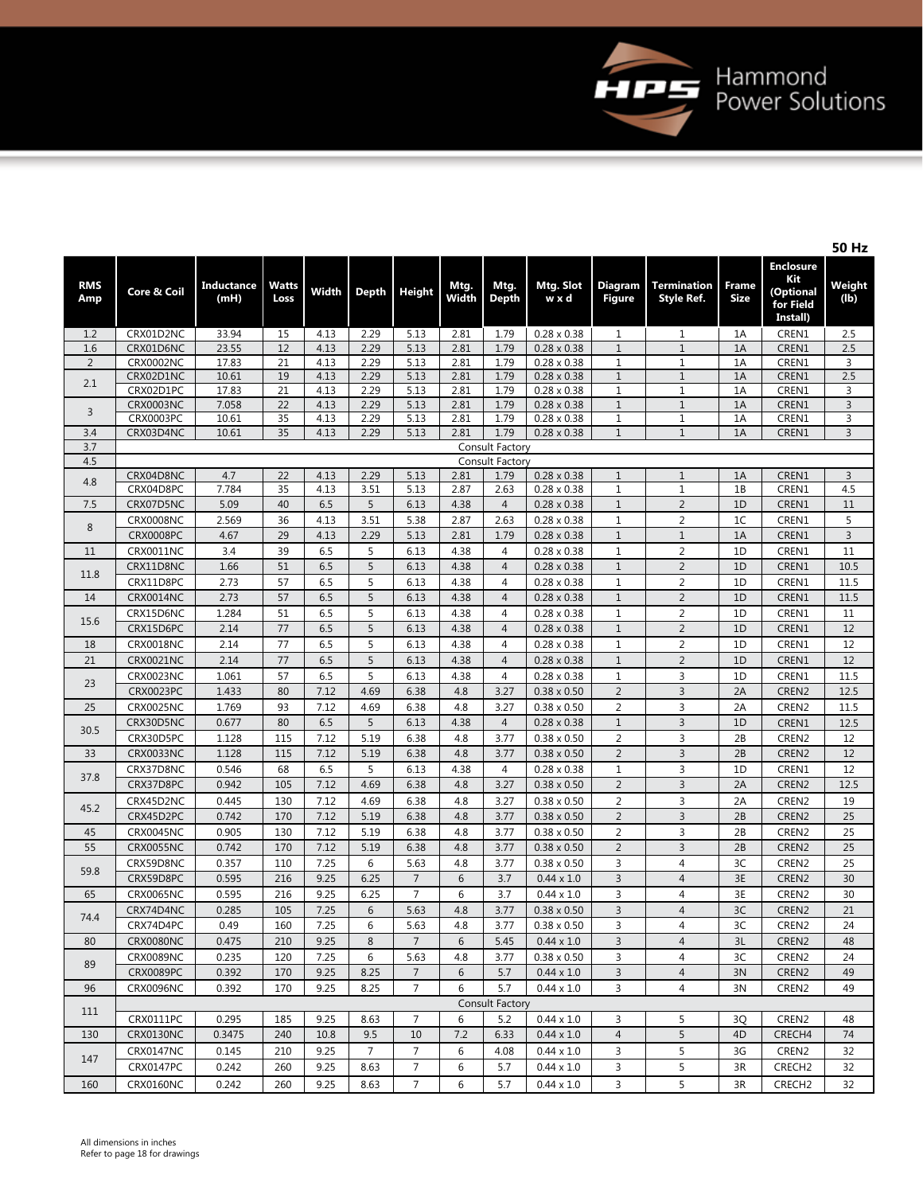**50 Hz**

| RMS Amp | Core & Coil | Inductance (mH) | Watts Loss | Width | Depth | Height | Mtg. Width | Mtg. Depth | Mtg. Slot w x d | Diagram Figure | Termination Style Ref. | Frame Size | Enclosure Kit (Optional for Field Install) | Weight (lb) |
|---|---|---|---|---|---|---|---|---|---|---|---|---|---|---|
| 1.2 | CRX01D2NC | 33.94 | 15 | 4.13 | 2.29 | 5.13 | 2.81 | 1.79 | 0.28 x 0.38 | 1 | 1 | 1A | CREN1 | 2.5 |
| 1.6 | CRX01D6NC | 23.55 | 12 | 4.13 | 2.29 | 5.13 | 2.81 | 1.79 | 0.28 x 0.38 | 1 | 1 | 1A | CREN1 | 2.5 |
| 2 | CRX0002NC | 17.83 | 21 | 4.13 | 2.29 | 5.13 | 2.81 | 1.79 | 0.28 x 0.38 | 1 | 1 | 1A | CREN1 | 3 |
| 2.1 | CRX02D1NC | 10.61 | 19 | 4.13 | 2.29 | 5.13 | 2.81 | 1.79 | 0.28 x 0.38 | 1 | 1 | 1A | CREN1 | 2.5 |
| | CRX02D1PC | 17.83 | 21 | 4.13 | 2.29 | 5.13 | 2.81 | 1.79 | 0.28 x 0.38 | 1 | 1 | 1A | CREN1 | 3 |
| 3 | CRX0003NC | 7.058 | 22 | 4.13 | 2.29 | 5.13 | 2.81 | 1.79 | 0.28 x 0.38 | 1 | 1 | 1A | CREN1 | 3 |
| | CRX0003PC | 10.61 | 35 | 4.13 | 2.29 | 5.13 | 2.81 | 1.79 | 0.28 x 0.38 | 1 | 1 | 1A | CREN1 | 3 |
| 3.4 | CRX03D4NC | 10.61 | 35 | 4.13 | 2.29 | 5.13 | 2.81 | 1.79 | 0.28 x 0.38 | 1 | 1 | 1A | CREN1 | 3 |
| 3.7 | Consult Factory | | | | | | | | | | | | | |
| 4.5 | Consult Factory | | | | | | | | | | | | | |
| 4.8 | CRX04D8NC | 4.7 | 22 | 4.13 | 2.29 | 5.13 | 2.81 | 1.79 | 0.28 x 0.38 | 1 | 1 | 1A | CREN1 | 3 |
| | CRX04D8PC | 7.784 | 35 | 4.13 | 3.51 | 5.13 | 2.87 | 2.63 | 0.28 x 0.38 | 1 | 1 | 1B | CREN1 | 4.5 |
| 7.5 | CRX07D5NC | 5.09 | 40 | 6.5 | 5 | 6.13 | 4.38 | 4 | 0.28 x 0.38 | 1 | 2 | 1D | CREN1 | 11 |
| 8 | CRX0008NC | 2.569 | 36 | 4.13 | 3.51 | 5.38 | 2.87 | 2.63 | 0.28 x 0.38 | 1 | 2 | 1C | CREN1 | 5 |
| | CRX0008PC | 4.67 | 29 | 4.13 | 2.29 | 5.13 | 2.81 | 1.79 | 0.28 x 0.38 | 1 | 1 | 1A | CREN1 | 3 |
| 11 | CRX0011NC | 3.4 | 39 | 6.5 | 5 | 6.13 | 4.38 | 4 | 0.28 x 0.38 | 1 | 2 | 1D | CREN1 | 11 |
| 11.8 | CRX11D8NC | 1.66 | 51 | 6.5 | 5 | 6.13 | 4.38 | 4 | 0.28 x 0.38 | 1 | 2 | 1D | CREN1 | 10.5 |
| | CRX11D8PC | 2.73 | 57 | 6.5 | 5 | 6.13 | 4.38 | 4 | 0.28 x 0.38 | 1 | 2 | 1D | CREN1 | 11.5 |
| 14 | CRX0014NC | 2.73 | 57 | 6.5 | 5 | 6.13 | 4.38 | 4 | 0.28 x 0.38 | 1 | 2 | 1D | CREN1 | 11.5 |
| 15.6 | CRX15D6NC | 1.284 | 51 | 6.5 | 5 | 6.13 | 4.38 | 4 | 0.28 x 0.38 | 1 | 2 | 1D | CREN1 | 11 |
| | CRX15D6PC | 2.14 | 77 | 6.5 | 5 | 6.13 | 4.38 | 4 | 0.28 x 0.38 | 1 | 2 | 1D | CREN1 | 12 |
| 18 | CRX0018NC | 2.14 | 77 | 6.5 | 5 | 6.13 | 4.38 | 4 | 0.28 x 0.38 | 1 | 2 | 1D | CREN1 | 12 |
| 21 | CRX0021NC | 2.14 | 77 | 6.5 | 5 | 6.13 | 4.38 | 4 | 0.28 x 0.38 | 1 | 2 | 1D | CREN1 | 12 |
| 23 | CRX0023NC | 1.061 | 57 | 6.5 | 5 | 6.13 | 4.38 | 4 | 0.28 x 0.38 | 1 | 3 | 1D | CREN1 | 11.5 |
| | CRX0023PC | 1.433 | 80 | 7.12 | 4.69 | 6.38 | 4.8 | 3.27 | 0.38 x 0.50 | 2 | 3 | 2A | CREN2 | 12.5 |
| 25 | CRX0025NC | 1.769 | 93 | 7.12 | 4.69 | 6.38 | 4.8 | 3.27 | 0.38 x 0.50 | 2 | 3 | 2A | CREN2 | 11.5 |
| 30.5 | CRX30D5NC | 0.677 | 80 | 6.5 | 5 | 6.13 | 4.38 | 4 | 0.28 x 0.38 | 1 | 3 | 1D | CREN1 | 12.5 |
| | CRX30D5PC | 1.128 | 115 | 7.12 | 5.19 | 6.38 | 4.8 | 3.77 | 0.38 x 0.50 | 2 | 3 | 2B | CREN2 | 12 |
| 33 | CRX0033NC | 1.128 | 115 | 7.12 | 5.19 | 6.38 | 4.8 | 3.77 | 0.38 x 0.50 | 2 | 3 | 2B | CREN2 | 12 |
| 37.8 | CRX37D8NC | 0.546 | 68 | 6.5 | 5 | 6.13 | 4.38 | 4 | 0.28 x 0.38 | 1 | 3 | 1D | CREN1 | 12 |
| | CRX37D8PC | 0.942 | 105 | 7.12 | 4.69 | 6.38 | 4.8 | 3.27 | 0.38 x 0.50 | 2 | 3 | 2A | CREN2 | 12.5 |
| 45.2 | CRX45D2NC | 0.445 | 130 | 7.12 | 4.69 | 6.38 | 4.8 | 3.27 | 0.38 x 0.50 | 2 | 3 | 2A | CREN2 | 19 |
| | CRX45D2PC | 0.742 | 170 | 7.12 | 5.19 | 6.38 | 4.8 | 3.77 | 0.38 x 0.50 | 2 | 3 | 2B | CREN2 | 25 |
| 45 | CRX0045NC | 0.905 | 130 | 7.12 | 5.19 | 6.38 | 4.8 | 3.77 | 0.38 x 0.50 | 2 | 3 | 2B | CREN2 | 25 |
| 55 | CRX0055NC | 0.742 | 170 | 7.12 | 5.19 | 6.38 | 4.8 | 3.77 | 0.38 x 0.50 | 2 | 3 | 2B | CREN2 | 25 |
| 59.8 | CRX59D8NC | 0.357 | 110 | 7.25 | 6 | 5.63 | 4.8 | 3.77 | 0.38 x 0.50 | 3 | 4 | 3C | CREN2 | 25 |
| | CRX59D8PC | 0.595 | 216 | 9.25 | 6.25 | 7 | 6 | 3.7 | 0.44 x 1.0 | 3 | 4 | 3E | CREN2 | 30 |
| 65 | CRX0065NC | 0.595 | 216 | 9.25 | 6.25 | 7 | 6 | 3.7 | 0.44 x 1.0 | 3 | 4 | 3E | CREN2 | 30 |
| 74.4 | CRX74D4NC | 0.285 | 105 | 7.25 | 6 | 5.63 | 4.8 | 3.77 | 0.38 x 0.50 | 3 | 4 | 3C | CREN2 | 21 |
| | CRX74D4PC | 0.49 | 160 | 7.25 | 6 | 5.63 | 4.8 | 3.77 | 0.38 x 0.50 | 3 | 4 | 3C | CREN2 | 24 |
| 80 | CRX0080NC | 0.475 | 210 | 9.25 | 8 | 7 | 6 | 5.45 | 0.44 x 1.0 | 3 | 4 | 3L | CREN2 | 48 |
| 89 | CRX0089NC | 0.235 | 120 | 7.25 | 6 | 5.63 | 4.8 | 3.77 | 0.38 x 0.50 | 3 | 4 | 3C | CREN2 | 24 |
| | CRX0089PC | 0.392 | 170 | 9.25 | 8.25 | 7 | 6 | 5.7 | 0.44 x 1.0 | 3 | 4 | 3N | CREN2 | 49 |
| 96 | CRX0096NC | 0.392 | 170 | 9.25 | 8.25 | 7 | 6 | 5.7 | 0.44 x 1.0 | 3 | 4 | 3N | CREN2 | 49 |
| 111 | Consult Factory | | | | | | | | | | | | | |
| | CRX0111PC | 0.295 | 185 | 9.25 | 8.63 | 7 | 6 | 5.2 | 0.44 x 1.0 | 3 | 5 | 3Q | CREN2 | 48 |
| 130 | CRX0130NC | 0.3475 | 240 | 10.8 | 9.5 | 10 | 7.2 | 6.33 | 0.44 x 1.0 | 4 | 5 | 4D | CRECH4 | 74 |
| 147 | CRX0147NC | 0.145 | 210 | 9.25 | 7 | 7 | 6 | 4.08 | 0.44 x 1.0 | 3 | 5 | 3G | CREN2 | 32 |
| | CRX0147PC | 0.242 | 260 | 9.25 | 8.63 | 7 | 6 | 5.7 | 0.44 x 1.0 | 3 | 5 | 3R | CRECH2 | 32 |
| 160 | CRX0160NC | 0.242 | 260 | 9.25 | 8.63 | 7 | 6 | 5.7 | 0.44 x 1.0 | 3 | 5 | 3R | CRECH2 | 32 |

All dimensions in inches
Refer to page 18 for drawings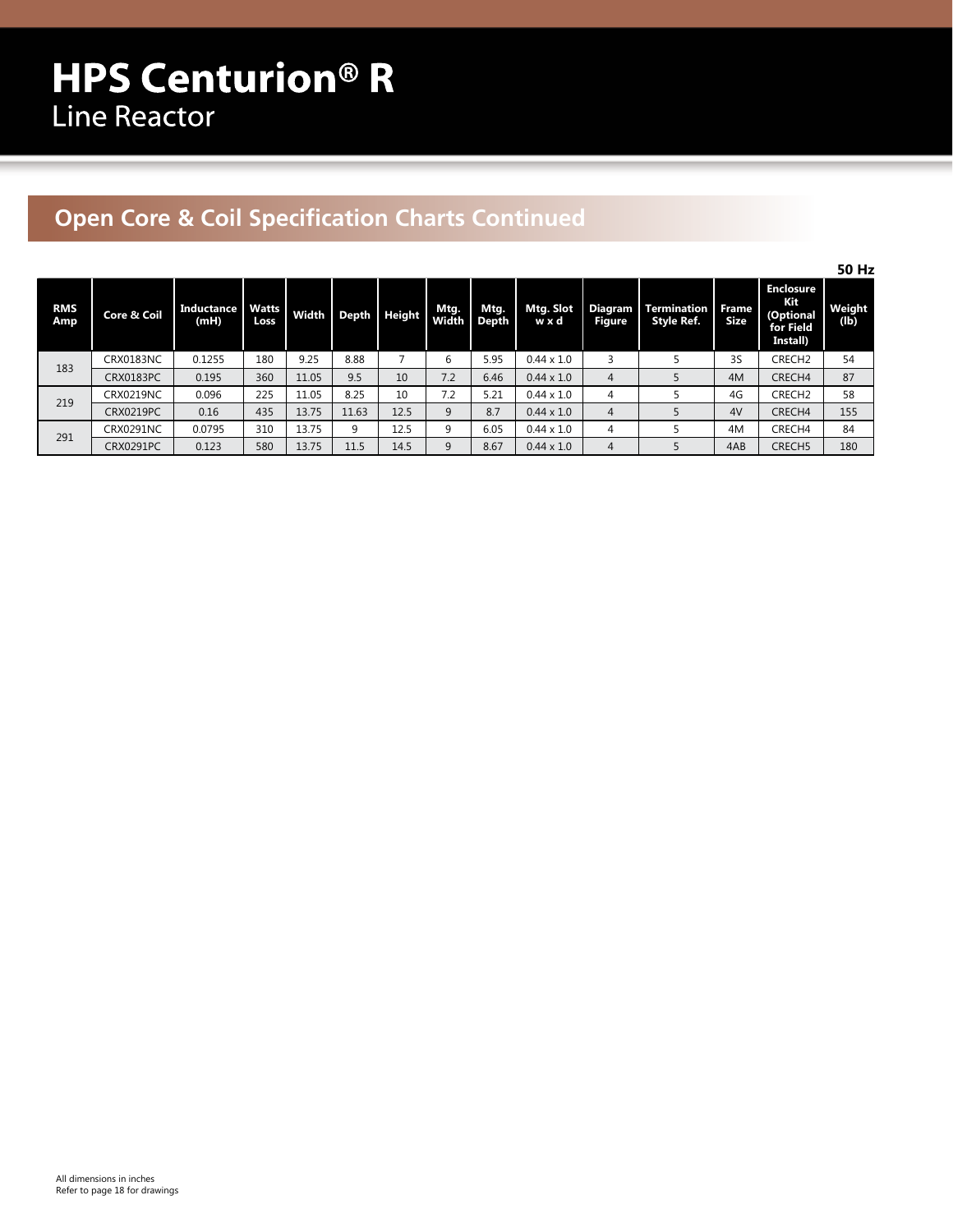# HPS Centurion® R
## Line Reactor

## Open Core & Coil Specification Charts Continued

**50 Hz**

| RMS Amp | Core & Coil | Inductance (mH) | Watts Loss | Width | Depth | Height | Mtg. Width | Mtg. Depth | Mtg. Slot w x d | Diagram Figure | Termination Style Ref. | Frame Size | Enclosure Kit (Optional for Field Install) | Weight (lb) |
|---|---|---|---|---|---|---|---|---|---|---|---|---|---|---|
| 183 | CRX0183NC | 0.1255 | 180 | 9.25 | 8.88 | 7 | 6 | 5.95 | 0.44 x 1.0 | 3 | 5 | 3S | CRECH2 | 54 |
| | CRX0183PC | 0.195 | 360 | 11.05 | 9.5 | 10 | 7.2 | 6.46 | 0.44 x 1.0 | 4 | 5 | 4M | CRECH4 | 87 |
| 219 | CRX0219NC | 0.096 | 225 | 11.05 | 8.25 | 10 | 7.2 | 5.21 | 0.44 x 1.0 | 4 | 5 | 4G | CRECH2 | 58 |
| | CRX0219PC | 0.16 | 435 | 13.75 | 11.63 | 12.5 | 9 | 8.7 | 0.44 x 1.0 | 4 | 5 | 4V | CRECH4 | 155 |
| 291 | CRX0291NC | 0.0795 | 310 | 13.75 | 9 | 12.5 | 9 | 6.05 | 0.44 x 1.0 | 4 | 5 | 4M | CRECH4 | 84 |
| | CRX0291PC | 0.123 | 580 | 13.75 | 11.5 | 14.5 | 9 | 8.67 | 0.44 x 1.0 | 4 | 5 | 4AB | CRECH5 | 180 |

All dimensions in inches
Refer to page 18 for drawings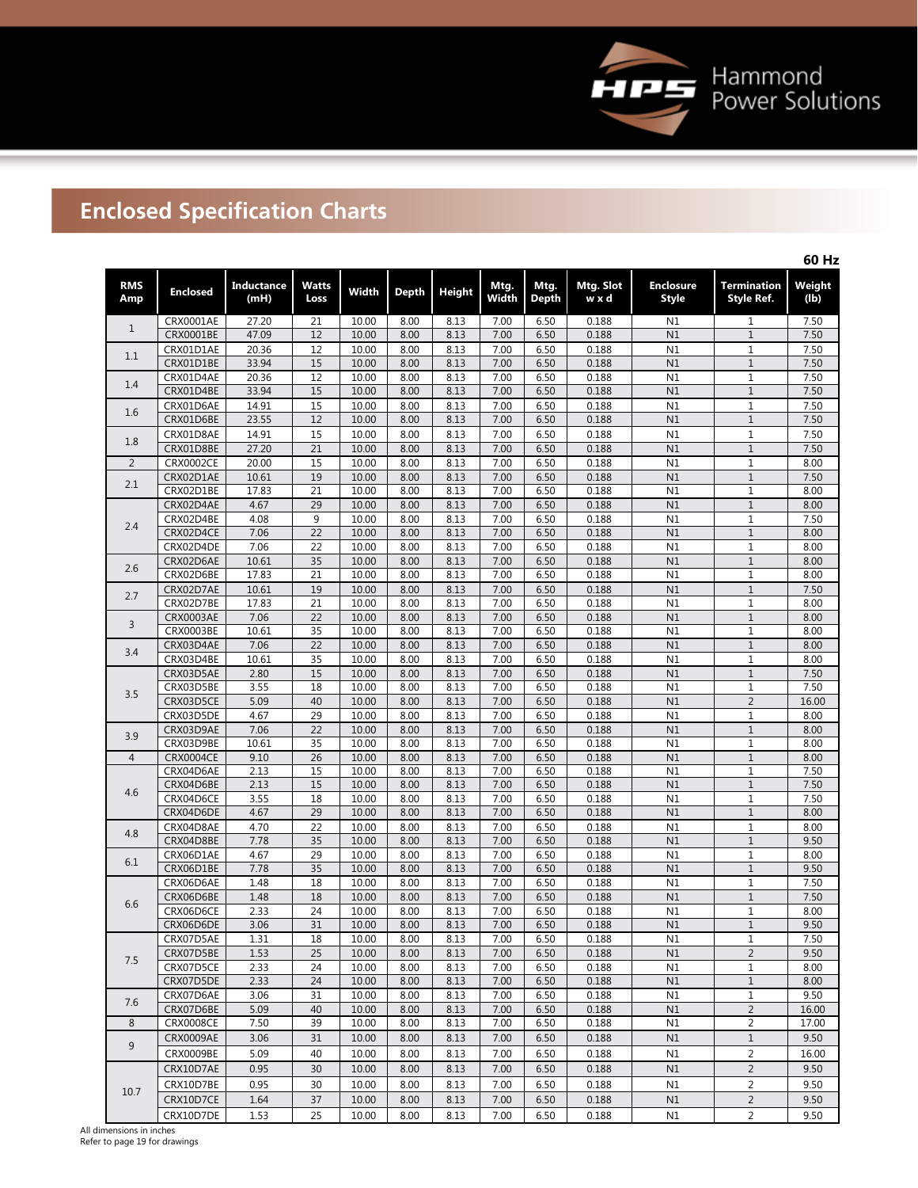## Enclosed Specification Charts

**60 Hz**

| RMS Amp | Enclosed | Inductance (mH) | Watts Loss | Width | Depth | Height | Mtg. Width | Mtg. Depth | Mtg. Slot w x d | Enclosure Style | Termination Style Ref. | Weight (lb) |
|---|---|---|---|---|---|---|---|---|---|---|---|---|
| 1 | CRX0001AE | 27.20 | 21 | 10.00 | 8.00 | 8.13 | 7.00 | 6.50 | 0.188 | N1 | 1 | 7.50 |
| | CRX0001BE | 47.09 | 12 | 10.00 | 8.00 | 8.13 | 7.00 | 6.50 | 0.188 | N1 | 1 | 7.50 |
| 1.1 | CRX01D1AE | 20.36 | 12 | 10.00 | 8.00 | 8.13 | 7.00 | 6.50 | 0.188 | N1 | 1 | 7.50 |
| | CRX01D1BE | 33.94 | 15 | 10.00 | 8.00 | 8.13 | 7.00 | 6.50 | 0.188 | N1 | 1 | 7.50 |
| 1.4 | CRX01D4AE | 20.36 | 12 | 10.00 | 8.00 | 8.13 | 7.00 | 6.50 | 0.188 | N1 | 1 | 7.50 |
| | CRX01D4BE | 33.94 | 15 | 10.00 | 8.00 | 8.13 | 7.00 | 6.50 | 0.188 | N1 | 1 | 7.50 |
| 1.6 | CRX01D6AE | 14.91 | 15 | 10.00 | 8.00 | 8.13 | 7.00 | 6.50 | 0.188 | N1 | 1 | 7.50 |
| | CRX01D6BE | 23.55 | 12 | 10.00 | 8.00 | 8.13 | 7.00 | 6.50 | 0.188 | N1 | 1 | 7.50 |
| 1.8 | CRX01D8AE | 14.91 | 15 | 10.00 | 8.00 | 8.13 | 7.00 | 6.50 | 0.188 | N1 | 1 | 7.50 |
| | CRX01D8BE | 27.20 | 21 | 10.00 | 8.00 | 8.13 | 7.00 | 6.50 | 0.188 | N1 | 1 | 7.50 |
| 2 | CRX0002CE | 20.00 | 15 | 10.00 | 8.00 | 8.13 | 7.00 | 6.50 | 0.188 | N1 | 1 | 8.00 |
| 2.1 | CRX02D1AE | 10.61 | 19 | 10.00 | 8.00 | 8.13 | 7.00 | 6.50 | 0.188 | N1 | 1 | 7.50 |
| | CRX02D1BE | 17.83 | 21 | 10.00 | 8.00 | 8.13 | 7.00 | 6.50 | 0.188 | N1 | 1 | 8.00 |
| 2.4 | CRX02D4AE | 4.67 | 29 | 10.00 | 8.00 | 8.13 | 7.00 | 6.50 | 0.188 | N1 | 1 | 8.00 |
| | CRX02D4BE | 4.08 | 9 | 10.00 | 8.00 | 8.13 | 7.00 | 6.50 | 0.188 | N1 | 1 | 7.50 |
| | CRX02D4CE | 7.06 | 22 | 10.00 | 8.00 | 8.13 | 7.00 | 6.50 | 0.188 | N1 | 1 | 8.00 |
| | CRX02D4DE | 7.06 | 22 | 10.00 | 8.00 | 8.13 | 7.00 | 6.50 | 0.188 | N1 | 1 | 8.00 |
| 2.6 | CRX02D6AE | 10.61 | 35 | 10.00 | 8.00 | 8.13 | 7.00 | 6.50 | 0.188 | N1 | 1 | 8.00 |
| | CRX02D6BE | 17.83 | 21 | 10.00 | 8.00 | 8.13 | 7.00 | 6.50 | 0.188 | N1 | 1 | 8.00 |
| 2.7 | CRX02D7AE | 10.61 | 19 | 10.00 | 8.00 | 8.13 | 7.00 | 6.50 | 0.188 | N1 | 1 | 7.50 |
| | CRX02D7BE | 17.83 | 21 | 10.00 | 8.00 | 8.13 | 7.00 | 6.50 | 0.188 | N1 | 1 | 8.00 |
| 3 | CRX0003AE | 7.06 | 22 | 10.00 | 8.00 | 8.13 | 7.00 | 6.50 | 0.188 | N1 | 1 | 8.00 |
| | CRX0003BE | 10.61 | 35 | 10.00 | 8.00 | 8.13 | 7.00 | 6.50 | 0.188 | N1 | 1 | 8.00 |
| 3.4 | CRX03D4AE | 7.06 | 22 | 10.00 | 8.00 | 8.13 | 7.00 | 6.50 | 0.188 | N1 | 1 | 8.00 |
| | CRX03D4BE | 10.61 | 35 | 10.00 | 8.00 | 8.13 | 7.00 | 6.50 | 0.188 | N1 | 1 | 8.00 |
| 3.5 | CRX03D5AE | 2.80 | 15 | 10.00 | 8.00 | 8.13 | 7.00 | 6.50 | 0.188 | N1 | 1 | 7.50 |
| | CRX03D5BE | 3.55 | 18 | 10.00 | 8.00 | 8.13 | 7.00 | 6.50 | 0.188 | N1 | 1 | 7.50 |
| | CRX03D5CE | 5.09 | 40 | 10.00 | 8.00 | 8.13 | 7.00 | 6.50 | 0.188 | N1 | 2 | 16.00 |
| | CRX03D5DE | 4.67 | 29 | 10.00 | 8.00 | 8.13 | 7.00 | 6.50 | 0.188 | N1 | 1 | 8.00 |
| 3.9 | CRX03D9AE | 7.06 | 22 | 10.00 | 8.00 | 8.13 | 7.00 | 6.50 | 0.188 | N1 | 1 | 8.00 |
| | CRX03D9BE | 10.61 | 35 | 10.00 | 8.00 | 8.13 | 7.00 | 6.50 | 0.188 | N1 | 1 | 8.00 |
| 4 | CRX0004CE | 9.10 | 26 | 10.00 | 8.00 | 8.13 | 7.00 | 6.50 | 0.188 | N1 | 1 | 8.00 |
| 4.6 | CRX04D6AE | 2.13 | 15 | 10.00 | 8.00 | 8.13 | 7.00 | 6.50 | 0.188 | N1 | 1 | 7.50 |
| | CRX04D6BE | 2.13 | 15 | 10.00 | 8.00 | 8.13 | 7.00 | 6.50 | 0.188 | N1 | 1 | 7.50 |
| | CRX04D6CE | 3.55 | 18 | 10.00 | 8.00 | 8.13 | 7.00 | 6.50 | 0.188 | N1 | 1 | 7.50 |
| | CRX04D6DE | 4.67 | 29 | 10.00 | 8.00 | 8.13 | 7.00 | 6.50 | 0.188 | N1 | 1 | 8.00 |
| 4.8 | CRX04D8AE | 4.70 | 22 | 10.00 | 8.00 | 8.13 | 7.00 | 6.50 | 0.188 | N1 | 1 | 8.00 |
| | CRX04D8BE | 7.78 | 35 | 10.00 | 8.00 | 8.13 | 7.00 | 6.50 | 0.188 | N1 | 1 | 9.50 |
| 6.1 | CRX06D1AE | 4.67 | 29 | 10.00 | 8.00 | 8.13 | 7.00 | 6.50 | 0.188 | N1 | 1 | 8.00 |
| | CRX06D1BE | 7.78 | 35 | 10.00 | 8.00 | 8.13 | 7.00 | 6.50 | 0.188 | N1 | 1 | 9.50 |
| 6.6 | CRX06D6AE | 1.48 | 18 | 10.00 | 8.00 | 8.13 | 7.00 | 6.50 | 0.188 | N1 | 1 | 7.50 |
| | CRX06D6BE | 1.48 | 18 | 10.00 | 8.00 | 8.13 | 7.00 | 6.50 | 0.188 | N1 | 1 | 7.50 |
| | CRX06D6CE | 2.33 | 24 | 10.00 | 8.00 | 8.13 | 7.00 | 6.50 | 0.188 | N1 | 1 | 8.00 |
| | CRX06D6DE | 3.06 | 31 | 10.00 | 8.00 | 8.13 | 7.00 | 6.50 | 0.188 | N1 | 1 | 9.50 |
| 7.5 | CRX07D5AE | 1.31 | 18 | 10.00 | 8.00 | 8.13 | 7.00 | 6.50 | 0.188 | N1 | 1 | 7.50 |
| | CRX07D5BE | 1.53 | 25 | 10.00 | 8.00 | 8.13 | 7.00 | 6.50 | 0.188 | N1 | 2 | 9.50 |
| | CRX07D5CE | 2.33 | 24 | 10.00 | 8.00 | 8.13 | 7.00 | 6.50 | 0.188 | N1 | 1 | 8.00 |
| | CRX07D5DE | 2.33 | 24 | 10.00 | 8.00 | 8.13 | 7.00 | 6.50 | 0.188 | N1 | 1 | 8.00 |
| 7.6 | CRX07D6AE | 3.06 | 31 | 10.00 | 8.00 | 8.13 | 7.00 | 6.50 | 0.188 | N1 | 1 | 9.50 |
| | CRX07D6BE | 5.09 | 40 | 10.00 | 8.00 | 8.13 | 7.00 | 6.50 | 0.188 | N1 | 2 | 16.00 |
| 8 | CRX0008CE | 7.50 | 39 | 10.00 | 8.00 | 8.13 | 7.00 | 6.50 | 0.188 | N1 | 2 | 17.00 |
| 9 | CRX0009AE | 3.06 | 31 | 10.00 | 8.00 | 8.13 | 7.00 | 6.50 | 0.188 | N1 | 1 | 9.50 |
| | CRX0009BE | 5.09 | 40 | 10.00 | 8.00 | 8.13 | 7.00 | 6.50 | 0.188 | N1 | 2 | 16.00 |
| 10.7 | CRX10D7AE | 0.95 | 30 | 10.00 | 8.00 | 8.13 | 7.00 | 6.50 | 0.188 | N1 | 2 | 9.50 |
| | CRX10D7BE | 0.95 | 30 | 10.00 | 8.00 | 8.13 | 7.00 | 6.50 | 0.188 | N1 | 2 | 9.50 |
| | CRX10D7CE | 1.64 | 37 | 10.00 | 8.00 | 8.13 | 7.00 | 6.50 | 0.188 | N1 | 2 | 9.50 |
| | CRX10D7DE | 1.53 | 25 | 10.00 | 8.00 | 8.13 | 7.00 | 6.50 | 0.188 | N1 | 2 | 9.50 |

All dimensions in inches
Refer to page 19 for drawings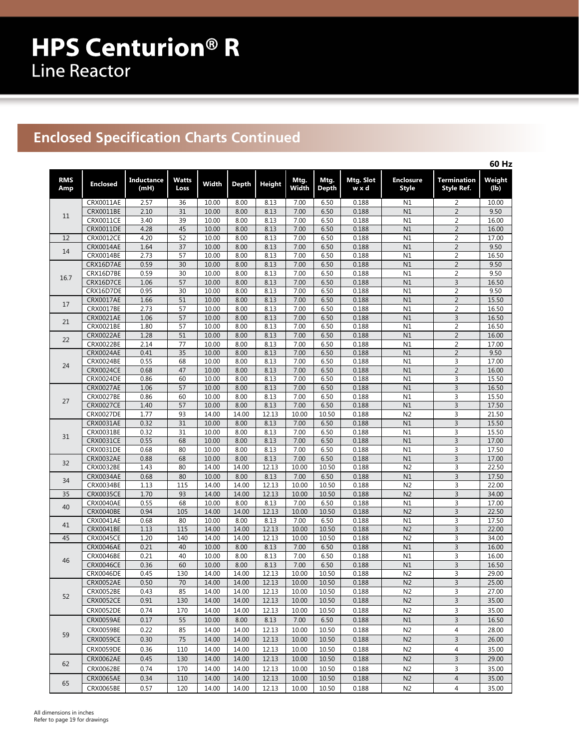# HPS Centurion® R

Line Reactor

## Enclosed Specification Charts Continued

60 Hz

| RMS Amp | Enclosed | Inductance (mH) | Watts Loss | Width | Depth | Height | Mtg. Width | Mtg. Depth | Mtg. Slot w x d | Enclosure Style | Termination Style Ref. | Weight (lb) |
|---|---|---|---|---|---|---|---|---|---|---|---|---|
| 11 | CRX0011AE | 2.57 | 36 | 10.00 | 8.00 | 8.13 | 7.00 | 6.50 | 0.188 | N1 | 2 | 10.00 |
| | CRX0011BE | 2.10 | 31 | 10.00 | 8.00 | 8.13 | 7.00 | 6.50 | 0.188 | N1 | 2 | 9.50 |
| | CRX0011CE | 3.40 | 39 | 10.00 | 8.00 | 8.13 | 7.00 | 6.50 | 0.188 | N1 | 2 | 16.00 |
| | CRX0011DE | 4.28 | 45 | 10.00 | 8.00 | 8.13 | 7.00 | 6.50 | 0.188 | N1 | 2 | 16.00 |
| 12 | CRX0012CE | 4.20 | 52 | 10.00 | 8.00 | 8.13 | 7.00 | 6.50 | 0.188 | N1 | 2 | 17.00 |
| 14 | CRX0014AE | 1.64 | 37 | 10.00 | 8.00 | 8.13 | 7.00 | 6.50 | 0.188 | N1 | 2 | 9.50 |
| | CRX0014BE | 2.73 | 57 | 10.00 | 8.00 | 8.13 | 7.00 | 6.50 | 0.188 | N1 | 2 | 16.50 |
| 16.7 | CRX16D7AE | 0.59 | 30 | 10.00 | 8.00 | 8.13 | 7.00 | 6.50 | 0.188 | N1 | 2 | 9.50 |
| | CRX16D7BE | 0.59 | 30 | 10.00 | 8.00 | 8.13 | 7.00 | 6.50 | 0.188 | N1 | 2 | 9.50 |
| | CRX16D7CE | 1.06 | 57 | 10.00 | 8.00 | 8.13 | 7.00 | 6.50 | 0.188 | N1 | 3 | 16.50 |
| | CRX16D7DE | 0.95 | 30 | 10.00 | 8.00 | 8.13 | 7.00 | 6.50 | 0.188 | N1 | 2 | 9.50 |
| 17 | CRX0017AE | 1.66 | 51 | 10.00 | 8.00 | 8.13 | 7.00 | 6.50 | 0.188 | N1 | 2 | 15.50 |
| | CRX0017BE | 2.73 | 57 | 10.00 | 8.00 | 8.13 | 7.00 | 6.50 | 0.188 | N1 | 2 | 16.50 |
| 21 | CRX0021AE | 1.06 | 57 | 10.00 | 8.00 | 8.13 | 7.00 | 6.50 | 0.188 | N1 | 3 | 16.50 |
| | CRX0021BE | 1.80 | 57 | 10.00 | 8.00 | 8.13 | 7.00 | 6.50 | 0.188 | N1 | 2 | 16.50 |
| 22 | CRX0022AE | 1.28 | 51 | 10.00 | 8.00 | 8.13 | 7.00 | 6.50 | 0.188 | N1 | 2 | 16.00 |
| | CRX0022BE | 2.14 | 77 | 10.00 | 8.00 | 8.13 | 7.00 | 6.50 | 0.188 | N1 | 2 | 17.00 |
| 24 | CRX0024AE | 0.41 | 35 | 10.00 | 8.00 | 8.13 | 7.00 | 6.50 | 0.188 | N1 | 2 | 9.50 |
| | CRX0024BE | 0.55 | 68 | 10.00 | 8.00 | 8.13 | 7.00 | 6.50 | 0.188 | N1 | 3 | 17.00 |
| | CRX0024CE | 0.68 | 47 | 10.00 | 8.00 | 8.13 | 7.00 | 6.50 | 0.188 | N1 | 2 | 16.00 |
| | CRX0024DE | 0.86 | 60 | 10.00 | 8.00 | 8.13 | 7.00 | 6.50 | 0.188 | N1 | 3 | 15.50 |
| 27 | CRX0027AE | 1.06 | 57 | 10.00 | 8.00 | 8.13 | 7.00 | 6.50 | 0.188 | N1 | 3 | 16.50 |
| | CRX0027BE | 0.86 | 60 | 10.00 | 8.00 | 8.13 | 7.00 | 6.50 | 0.188 | N1 | 3 | 15.50 |
| | CRX0027CE | 1.40 | 57 | 10.00 | 8.00 | 8.13 | 7.00 | 6.50 | 0.188 | N1 | 3 | 17.50 |
| | CRX0027DE | 1.77 | 93 | 14.00 | 14.00 | 12.13 | 10.00 | 10.50 | 0.188 | N2 | 3 | 21.50 |
| 31 | CRX0031AE | 0.32 | 31 | 10.00 | 8.00 | 8.13 | 7.00 | 6.50 | 0.188 | N1 | 3 | 15.50 |
| | CRX0031BE | 0.32 | 31 | 10.00 | 8.00 | 8.13 | 7.00 | 6.50 | 0.188 | N1 | 3 | 15.50 |
| | CRX0031CE | 0.55 | 68 | 10.00 | 8.00 | 8.13 | 7.00 | 6.50 | 0.188 | N1 | 3 | 17.00 |
| | CRX0031DE | 0.68 | 80 | 10.00 | 8.00 | 8.13 | 7.00 | 6.50 | 0.188 | N1 | 3 | 17.50 |
| 32 | CRX0032AE | 0.88 | 68 | 10.00 | 8.00 | 8.13 | 7.00 | 6.50 | 0.188 | N1 | 3 | 17.00 |
| | CRX0032BE | 1.43 | 80 | 14.00 | 14.00 | 12.13 | 10.00 | 10.50 | 0.188 | N2 | 3 | 22.50 |
| 34 | CRX0034AE | 0.68 | 80 | 10.00 | 8.00 | 8.13 | 7.00 | 6.50 | 0.188 | N1 | 3 | 17.50 |
| | CRX0034BE | 1.13 | 115 | 14.00 | 14.00 | 12.13 | 10.00 | 10.50 | 0.188 | N2 | 3 | 22.00 |
| 35 | CRX0035CE | 1.70 | 93 | 14.00 | 14.00 | 12.13 | 10.00 | 10.50 | 0.188 | N2 | 3 | 34.00 |
| 40 | CRX0040AE | 0.55 | 68 | 10.00 | 8.00 | 8.13 | 7.00 | 6.50 | 0.188 | N1 | 3 | 17.00 |
| | CRX0040BE | 0.94 | 105 | 14.00 | 14.00 | 12.13 | 10.00 | 10.50 | 0.188 | N2 | 3 | 22.50 |
| 41 | CRX0041AE | 0.68 | 80 | 10.00 | 8.00 | 8.13 | 7.00 | 6.50 | 0.188 | N1 | 3 | 17.50 |
| | CRX0041BE | 1.13 | 115 | 14.00 | 14.00 | 12.13 | 10.00 | 10.50 | 0.188 | N2 | 3 | 22.00 |
| 45 | CRX0045CE | 1.20 | 140 | 14.00 | 14.00 | 12.13 | 10.00 | 10.50 | 0.188 | N2 | 3 | 34.00 |
| 46 | CRX0046AE | 0.21 | 40 | 10.00 | 8.00 | 8.13 | 7.00 | 6.50 | 0.188 | N1 | 3 | 16.00 |
| | CRX0046BE | 0.21 | 40 | 10.00 | 8.00 | 8.13 | 7.00 | 6.50 | 0.188 | N1 | 3 | 16.00 |
| | CRX0046CE | 0.36 | 60 | 10.00 | 8.00 | 8.13 | 7.00 | 6.50 | 0.188 | N1 | 3 | 16.50 |
| | CRX0046DE | 0.45 | 130 | 14.00 | 14.00 | 12.13 | 10.00 | 10.50 | 0.188 | N2 | 3 | 29.00 |
| 52 | CRX0052AE | 0.50 | 70 | 14.00 | 14.00 | 12.13 | 10.00 | 10.50 | 0.188 | N2 | 3 | 25.00 |
| | CRX0052BE | 0.43 | 85 | 14.00 | 14.00 | 12.13 | 10.00 | 10.50 | 0.188 | N2 | 3 | 27.00 |
| | CRX0052CE | 0.91 | 130 | 14.00 | 14.00 | 12.13 | 10.00 | 10.50 | 0.188 | N2 | 3 | 35.00 |
| | CRX0052DE | 0.74 | 170 | 14.00 | 14.00 | 12.13 | 10.00 | 10.50 | 0.188 | N2 | 3 | 35.00 |
| 59 | CRX0059AE | 0.17 | 55 | 10.00 | 8.00 | 8.13 | 7.00 | 6.50 | 0.188 | N1 | 3 | 16.50 |
| | CRX0059BE | 0.22 | 85 | 14.00 | 14.00 | 12.13 | 10.00 | 10.50 | 0.188 | N2 | 4 | 28.00 |
| | CRX0059CE | 0.30 | 75 | 14.00 | 14.00 | 12.13 | 10.00 | 10.50 | 0.188 | N2 | 3 | 26.00 |
| | CRX0059DE | 0.36 | 110 | 14.00 | 14.00 | 12.13 | 10.00 | 10.50 | 0.188 | N2 | 4 | 35.00 |
| 62 | CRX0062AE | 0.45 | 130 | 14.00 | 14.00 | 12.13 | 10.00 | 10.50 | 0.188 | N2 | 3 | 29.00 |
| | CRX0062BE | 0.74 | 170 | 14.00 | 14.00 | 12.13 | 10.00 | 10.50 | 0.188 | N2 | 3 | 35.00 |
| 65 | CRX0065AE | 0.34 | 110 | 14.00 | 14.00 | 12.13 | 10.00 | 10.50 | 0.188 | N2 | 4 | 35.00 |
| | CRX0065BE | 0.57 | 120 | 14.00 | 14.00 | 12.13 | 10.00 | 10.50 | 0.188 | N2 | 4 | 35.00 |

All dimensions in inches
Refer to page 19 for drawings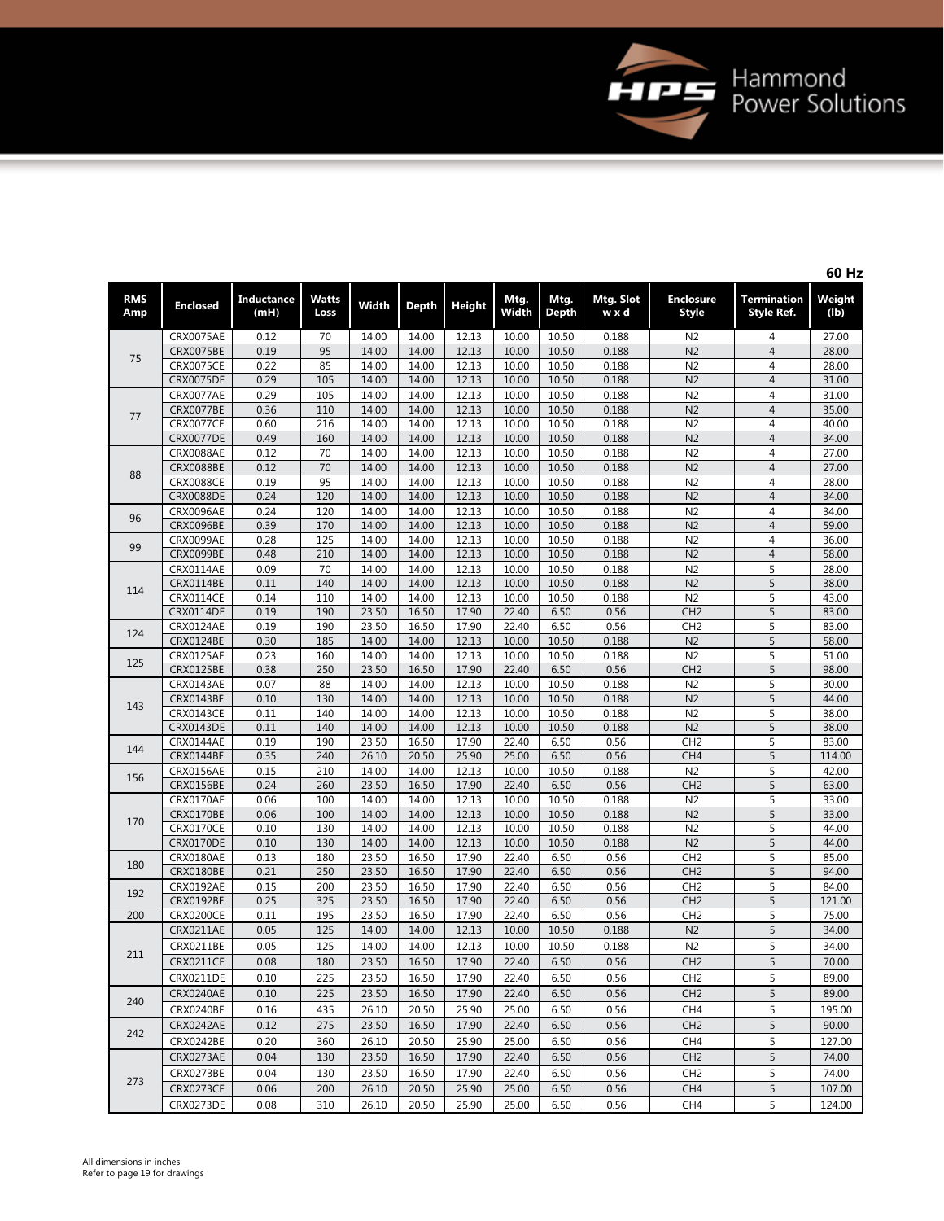**60 Hz**

| RMS Amp | Enclosed | Inductance (mH) | Watts Loss | Width | Depth | Height | Mtg. Width | Mtg. Depth | Mtg. Slot w x d | Enclosure Style | Termination Style Ref. | Weight (lb) |
|---|---|---|---|---|---|---|---|---|---|---|---|---|
| 75 | CRX0075AE | 0.12 | 70 | 14.00 | 14.00 | 12.13 | 10.00 | 10.50 | 0.188 | N2 | 4 | 27.00 |
| | CRX0075BE | 0.19 | 95 | 14.00 | 14.00 | 12.13 | 10.00 | 10.50 | 0.188 | N2 | 4 | 28.00 |
| | CRX0075CE | 0.22 | 85 | 14.00 | 14.00 | 12.13 | 10.00 | 10.50 | 0.188 | N2 | 4 | 28.00 |
| | CRX0075DE | 0.29 | 105 | 14.00 | 14.00 | 12.13 | 10.00 | 10.50 | 0.188 | N2 | 4 | 31.00 |
| 77 | CRX0077AE | 0.29 | 105 | 14.00 | 14.00 | 12.13 | 10.00 | 10.50 | 0.188 | N2 | 4 | 31.00 |
| | CRX0077BE | 0.36 | 110 | 14.00 | 14.00 | 12.13 | 10.00 | 10.50 | 0.188 | N2 | 4 | 35.00 |
| | CRX0077CE | 0.60 | 216 | 14.00 | 14.00 | 12.13 | 10.00 | 10.50 | 0.188 | N2 | 4 | 40.00 |
| | CRX0077DE | 0.49 | 160 | 14.00 | 14.00 | 12.13 | 10.00 | 10.50 | 0.188 | N2 | 4 | 34.00 |
| 88 | CRX0088AE | 0.12 | 70 | 14.00 | 14.00 | 12.13 | 10.00 | 10.50 | 0.188 | N2 | 4 | 27.00 |
| | CRX0088BE | 0.12 | 70 | 14.00 | 14.00 | 12.13 | 10.00 | 10.50 | 0.188 | N2 | 4 | 27.00 |
| | CRX0088CE | 0.19 | 95 | 14.00 | 14.00 | 12.13 | 10.00 | 10.50 | 0.188 | N2 | 4 | 28.00 |
| | CRX0088DE | 0.24 | 120 | 14.00 | 14.00 | 12.13 | 10.00 | 10.50 | 0.188 | N2 | 4 | 34.00 |
| 96 | CRX0096AE | 0.24 | 120 | 14.00 | 14.00 | 12.13 | 10.00 | 10.50 | 0.188 | N2 | 4 | 34.00 |
| | CRX0096BE | 0.39 | 170 | 14.00 | 14.00 | 12.13 | 10.00 | 10.50 | 0.188 | N2 | 4 | 59.00 |
| 99 | CRX0099AE | 0.28 | 125 | 14.00 | 14.00 | 12.13 | 10.00 | 10.50 | 0.188 | N2 | 4 | 36.00 |
| | CRX0099BE | 0.48 | 210 | 14.00 | 14.00 | 12.13 | 10.00 | 10.50 | 0.188 | N2 | 4 | 58.00 |
| 114 | CRX0114AE | 0.09 | 70 | 14.00 | 14.00 | 12.13 | 10.00 | 10.50 | 0.188 | N2 | 5 | 28.00 |
| | CRX0114BE | 0.11 | 140 | 14.00 | 14.00 | 12.13 | 10.00 | 10.50 | 0.188 | N2 | 5 | 38.00 |
| | CRX0114CE | 0.14 | 110 | 14.00 | 14.00 | 12.13 | 10.00 | 10.50 | 0.188 | N2 | 5 | 43.00 |
| | CRX0114DE | 0.19 | 190 | 23.50 | 16.50 | 17.90 | 22.40 | 6.50 | 0.56 | CH2 | 5 | 83.00 |
| 124 | CRX0124AE | 0.19 | 190 | 23.50 | 16.50 | 17.90 | 22.40 | 6.50 | 0.56 | CH2 | 5 | 83.00 |
| | CRX0124BE | 0.30 | 185 | 14.00 | 14.00 | 12.13 | 10.00 | 10.50 | 0.188 | N2 | 5 | 58.00 |
| 125 | CRX0125AE | 0.23 | 160 | 14.00 | 14.00 | 12.13 | 10.00 | 10.50 | 0.188 | N2 | 5 | 51.00 |
| | CRX0125BE | 0.38 | 250 | 23.50 | 16.50 | 17.90 | 22.40 | 6.50 | 0.56 | CH2 | 5 | 98.00 |
| 143 | CRX0143AE | 0.07 | 88 | 14.00 | 14.00 | 12.13 | 10.00 | 10.50 | 0.188 | N2 | 5 | 30.00 |
| | CRX0143BE | 0.10 | 130 | 14.00 | 14.00 | 12.13 | 10.00 | 10.50 | 0.188 | N2 | 5 | 44.00 |
| | CRX0143CE | 0.11 | 140 | 14.00 | 14.00 | 12.13 | 10.00 | 10.50 | 0.188 | N2 | 5 | 38.00 |
| | CRX0143DE | 0.11 | 140 | 14.00 | 14.00 | 12.13 | 10.00 | 10.50 | 0.188 | N2 | 5 | 38.00 |
| 144 | CRX0144AE | 0.19 | 190 | 23.50 | 16.50 | 17.90 | 22.40 | 6.50 | 0.56 | CH2 | 5 | 83.00 |
| | CRX0144BE | 0.35 | 240 | 26.10 | 20.50 | 25.90 | 25.00 | 6.50 | 0.56 | CH4 | 5 | 114.00 |
| 156 | CRX0156AE | 0.15 | 210 | 14.00 | 14.00 | 12.13 | 10.00 | 10.50 | 0.188 | N2 | 5 | 42.00 |
| | CRX0156BE | 0.24 | 260 | 23.50 | 16.50 | 17.90 | 22.40 | 6.50 | 0.56 | CH2 | 5 | 63.00 |
| 170 | CRX0170AE | 0.06 | 100 | 14.00 | 14.00 | 12.13 | 10.00 | 10.50 | 0.188 | N2 | 5 | 33.00 |
| | CRX0170BE | 0.06 | 100 | 14.00 | 14.00 | 12.13 | 10.00 | 10.50 | 0.188 | N2 | 5 | 33.00 |
| | CRX0170CE | 0.10 | 130 | 14.00 | 14.00 | 12.13 | 10.00 | 10.50 | 0.188 | N2 | 5 | 44.00 |
| | CRX0170DE | 0.10 | 130 | 14.00 | 14.00 | 12.13 | 10.00 | 10.50 | 0.188 | N2 | 5 | 44.00 |
| 180 | CRX0180AE | 0.13 | 180 | 23.50 | 16.50 | 17.90 | 22.40 | 6.50 | 0.56 | CH2 | 5 | 85.00 |
| | CRX0180BE | 0.21 | 250 | 23.50 | 16.50 | 17.90 | 22.40 | 6.50 | 0.56 | CH2 | 5 | 94.00 |
| 192 | CRX0192AE | 0.15 | 200 | 23.50 | 16.50 | 17.90 | 22.40 | 6.50 | 0.56 | CH2 | 5 | 84.00 |
| | CRX0192BE | 0.25 | 325 | 23.50 | 16.50 | 17.90 | 22.40 | 6.50 | 0.56 | CH2 | 5 | 121.00 |
| 200 | CRX0200CE | 0.11 | 195 | 23.50 | 16.50 | 17.90 | 22.40 | 6.50 | 0.56 | CH2 | 5 | 75.00 |
| 211 | CRX0211AE | 0.05 | 125 | 14.00 | 14.00 | 12.13 | 10.00 | 10.50 | 0.188 | N2 | 5 | 34.00 |
| | CRX0211BE | 0.05 | 125 | 14.00 | 14.00 | 12.13 | 10.00 | 10.50 | 0.188 | N2 | 5 | 34.00 |
| | CRX0211CE | 0.08 | 180 | 23.50 | 16.50 | 17.90 | 22.40 | 6.50 | 0.56 | CH2 | 5 | 70.00 |
| | CRX0211DE | 0.10 | 225 | 23.50 | 16.50 | 17.90 | 22.40 | 6.50 | 0.56 | CH2 | 5 | 89.00 |
| 240 | CRX0240AE | 0.10 | 225 | 23.50 | 16.50 | 17.90 | 22.40 | 6.50 | 0.56 | CH2 | 5 | 89.00 |
| | CRX0240BE | 0.16 | 435 | 26.10 | 20.50 | 25.90 | 25.00 | 6.50 | 0.56 | CH4 | 5 | 195.00 |
| 242 | CRX0242AE | 0.12 | 275 | 23.50 | 16.50 | 17.90 | 22.40 | 6.50 | 0.56 | CH2 | 5 | 90.00 |
| | CRX0242BE | 0.20 | 360 | 26.10 | 20.50 | 25.90 | 25.00 | 6.50 | 0.56 | CH4 | 5 | 127.00 |
| 273 | CRX0273AE | 0.04 | 130 | 23.50 | 16.50 | 17.90 | 22.40 | 6.50 | 0.56 | CH2 | 5 | 74.00 |
| | CRX0273BE | 0.04 | 130 | 23.50 | 16.50 | 17.90 | 22.40 | 6.50 | 0.56 | CH2 | 5 | 74.00 |
| | CRX0273CE | 0.06 | 200 | 26.10 | 20.50 | 25.90 | 25.00 | 6.50 | 0.56 | CH4 | 5 | 107.00 |
| | CRX0273DE | 0.08 | 310 | 26.10 | 20.50 | 25.90 | 25.00 | 6.50 | 0.56 | CH4 | 5 | 124.00 |

All dimensions in inches
Refer to page 19 for drawings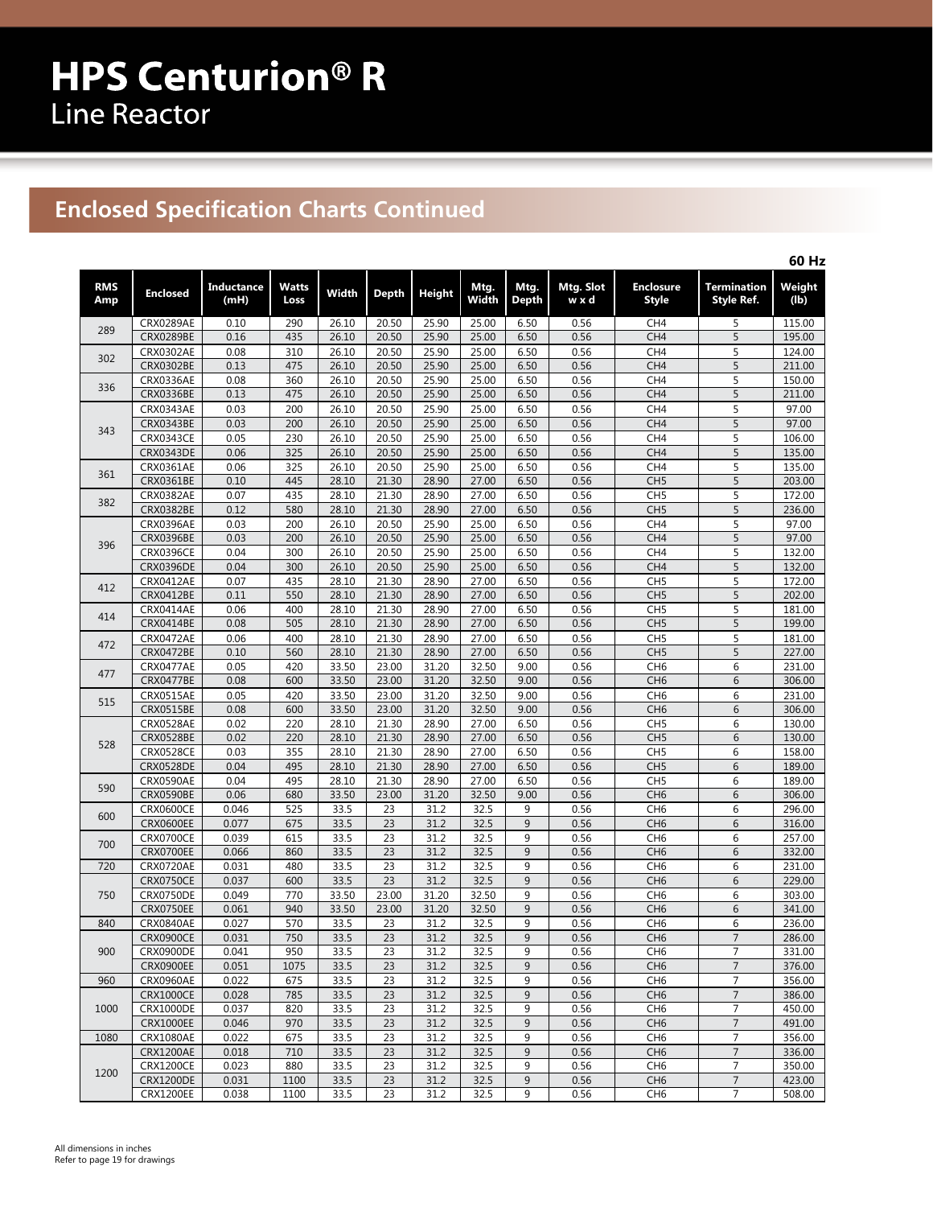# HPS Centurion® R

Line Reactor

## Enclosed Specification Charts Continued

60 Hz

| RMS Amp | Enclosed | Inductance (mH) | Watts Loss | Width | Depth | Height | Mtg. Width | Mtg. Depth | Mtg. Slot w x d | Enclosure Style | Termination Style Ref. | Weight (lb) |
|---|---|---|---|---|---|---|---|---|---|---|---|---|
| 289 | CRX0289AE | 0.10 | 290 | 26.10 | 20.50 | 25.90 | 25.00 | 6.50 | 0.56 | CH4 | 5 | 115.00 |
| | CRX0289BE | 0.16 | 435 | 26.10 | 20.50 | 25.90 | 25.00 | 6.50 | 0.56 | CH4 | 5 | 195.00 |
| 302 | CRX0302AE | 0.08 | 310 | 26.10 | 20.50 | 25.90 | 25.00 | 6.50 | 0.56 | CH4 | 5 | 124.00 |
| | CRX0302BE | 0.13 | 475 | 26.10 | 20.50 | 25.90 | 25.00 | 6.50 | 0.56 | CH4 | 5 | 211.00 |
| 336 | CRX0336AE | 0.08 | 360 | 26.10 | 20.50 | 25.90 | 25.00 | 6.50 | 0.56 | CH4 | 5 | 150.00 |
| | CRX0336BE | 0.13 | 475 | 26.10 | 20.50 | 25.90 | 25.00 | 6.50 | 0.56 | CH4 | 5 | 211.00 |
| 343 | CRX0343AE | 0.03 | 200 | 26.10 | 20.50 | 25.90 | 25.00 | 6.50 | 0.56 | CH4 | 5 | 97.00 |
| | CRX0343BE | 0.03 | 200 | 26.10 | 20.50 | 25.90 | 25.00 | 6.50 | 0.56 | CH4 | 5 | 97.00 |
| | CRX0343CE | 0.05 | 230 | 26.10 | 20.50 | 25.90 | 25.00 | 6.50 | 0.56 | CH4 | 5 | 106.00 |
| | CRX0343DE | 0.06 | 325 | 26.10 | 20.50 | 25.90 | 25.00 | 6.50 | 0.56 | CH4 | 5 | 135.00 |
| 361 | CRX0361AE | 0.06 | 325 | 26.10 | 20.50 | 25.90 | 25.00 | 6.50 | 0.56 | CH4 | 5 | 135.00 |
| | CRX0361BE | 0.10 | 445 | 28.10 | 21.30 | 28.90 | 27.00 | 6.50 | 0.56 | CH5 | 5 | 203.00 |
| 382 | CRX0382AE | 0.07 | 435 | 28.10 | 21.30 | 28.90 | 27.00 | 6.50 | 0.56 | CH5 | 5 | 172.00 |
| | CRX0382BE | 0.12 | 580 | 28.10 | 21.30 | 28.90 | 27.00 | 6.50 | 0.56 | CH5 | 5 | 236.00 |
| 396 | CRX0396AE | 0.03 | 200 | 26.10 | 20.50 | 25.90 | 25.00 | 6.50 | 0.56 | CH4 | 5 | 97.00 |
| | CRX0396BE | 0.03 | 200 | 26.10 | 20.50 | 25.90 | 25.00 | 6.50 | 0.56 | CH4 | 5 | 97.00 |
| | CRX0396CE | 0.04 | 300 | 26.10 | 20.50 | 25.90 | 25.00 | 6.50 | 0.56 | CH4 | 5 | 132.00 |
| | CRX0396DE | 0.04 | 300 | 26.10 | 20.50 | 25.90 | 25.00 | 6.50 | 0.56 | CH4 | 5 | 132.00 |
| 412 | CRX0412AE | 0.07 | 435 | 28.10 | 21.30 | 28.90 | 27.00 | 6.50 | 0.56 | CH5 | 5 | 172.00 |
| | CRX0412BE | 0.11 | 550 | 28.10 | 21.30 | 28.90 | 27.00 | 6.50 | 0.56 | CH5 | 5 | 202.00 |
| 414 | CRX0414AE | 0.06 | 400 | 28.10 | 21.30 | 28.90 | 27.00 | 6.50 | 0.56 | CH5 | 5 | 181.00 |
| | CRX0414BE | 0.08 | 505 | 28.10 | 21.30 | 28.90 | 27.00 | 6.50 | 0.56 | CH5 | 5 | 199.00 |
| 472 | CRX0472AE | 0.06 | 400 | 28.10 | 21.30 | 28.90 | 27.00 | 6.50 | 0.56 | CH5 | 5 | 181.00 |
| | CRX0472BE | 0.10 | 560 | 28.10 | 21.30 | 28.90 | 27.00 | 6.50 | 0.56 | CH5 | 5 | 227.00 |
| 477 | CRX0477AE | 0.05 | 420 | 33.50 | 23.00 | 31.20 | 32.50 | 9.00 | 0.56 | CH6 | 6 | 231.00 |
| | CRX0477BE | 0.08 | 600 | 33.50 | 23.00 | 31.20 | 32.50 | 9.00 | 0.56 | CH6 | 6 | 306.00 |
| 515 | CRX0515AE | 0.05 | 420 | 33.50 | 23.00 | 31.20 | 32.50 | 9.00 | 0.56 | CH6 | 6 | 231.00 |
| | CRX0515BE | 0.08 | 600 | 33.50 | 23.00 | 31.20 | 32.50 | 9.00 | 0.56 | CH6 | 6 | 306.00 |
| 528 | CRX0528AE | 0.02 | 220 | 28.10 | 21.30 | 28.90 | 27.00 | 6.50 | 0.56 | CH5 | 6 | 130.00 |
| | CRX0528BE | 0.02 | 220 | 28.10 | 21.30 | 28.90 | 27.00 | 6.50 | 0.56 | CH5 | 6 | 130.00 |
| | CRX0528CE | 0.03 | 355 | 28.10 | 21.30 | 28.90 | 27.00 | 6.50 | 0.56 | CH5 | 6 | 158.00 |
| | CRX0528DE | 0.04 | 495 | 28.10 | 21.30 | 28.90 | 27.00 | 6.50 | 0.56 | CH5 | 6 | 189.00 |
| 590 | CRX0590AE | 0.04 | 495 | 28.10 | 21.30 | 28.90 | 27.00 | 6.50 | 0.56 | CH5 | 6 | 189.00 |
| | CRX0590BE | 0.06 | 680 | 33.50 | 23.00 | 31.20 | 32.50 | 9.00 | 0.56 | CH6 | 6 | 306.00 |
| 600 | CRX0600CE | 0.046 | 525 | 33.5 | 23 | 31.2 | 32.5 | 9 | 0.56 | CH6 | 6 | 296.00 |
| | CRX0600EE | 0.077 | 675 | 33.5 | 23 | 31.2 | 32.5 | 9 | 0.56 | CH6 | 6 | 316.00 |
| 700 | CRX0700CE | 0.039 | 615 | 33.5 | 23 | 31.2 | 32.5 | 9 | 0.56 | CH6 | 6 | 257.00 |
| | CRX0700EE | 0.066 | 860 | 33.5 | 23 | 31.2 | 32.5 | 9 | 0.56 | CH6 | 6 | 332.00 |
| 720 | CRX0720AE | 0.031 | 480 | 33.5 | 23 | 31.2 | 32.5 | 9 | 0.56 | CH6 | 6 | 231.00 |
| 750 | CRX0750CE | 0.037 | 600 | 33.5 | 23 | 31.2 | 32.5 | 9 | 0.56 | CH6 | 6 | 229.00 |
| | CRX0750DE | 0.049 | 770 | 33.50 | 23.00 | 31.20 | 32.50 | 9 | 0.56 | CH6 | 6 | 303.00 |
| | CRX0750EE | 0.061 | 940 | 33.50 | 23.00 | 31.20 | 32.50 | 9 | 0.56 | CH6 | 6 | 341.00 |
| 840 | CRX0840AE | 0.027 | 570 | 33.5 | 23 | 31.2 | 32.5 | 9 | 0.56 | CH6 | 6 | 236.00 |
| 900 | CRX0900CE | 0.031 | 750 | 33.5 | 23 | 31.2 | 32.5 | 9 | 0.56 | CH6 | 7 | 286.00 |
| | CRX0900DE | 0.041 | 950 | 33.5 | 23 | 31.2 | 32.5 | 9 | 0.56 | CH6 | 7 | 331.00 |
| | CRX0900EE | 0.051 | 1075 | 33.5 | 23 | 31.2 | 32.5 | 9 | 0.56 | CH6 | 7 | 376.00 |
| 960 | CRX0960AE | 0.022 | 675 | 33.5 | 23 | 31.2 | 32.5 | 9 | 0.56 | CH6 | 7 | 356.00 |
| 1000 | CRX1000CE | 0.028 | 785 | 33.5 | 23 | 31.2 | 32.5 | 9 | 0.56 | CH6 | 7 | 386.00 |
| | CRX1000DE | 0.037 | 820 | 33.5 | 23 | 31.2 | 32.5 | 9 | 0.56 | CH6 | 7 | 450.00 |
| | CRX1000EE | 0.046 | 970 | 33.5 | 23 | 31.2 | 32.5 | 9 | 0.56 | CH6 | 7 | 491.00 |
| 1080 | CRX1080AE | 0.022 | 675 | 33.5 | 23 | 31.2 | 32.5 | 9 | 0.56 | CH6 | 7 | 356.00 |
| 1200 | CRX1200AE | 0.018 | 710 | 33.5 | 23 | 31.2 | 32.5 | 9 | 0.56 | CH6 | 7 | 336.00 |
| | CRX1200CE | 0.023 | 880 | 33.5 | 23 | 31.2 | 32.5 | 9 | 0.56 | CH6 | 7 | 350.00 |
| | CRX1200DE | 0.031 | 1100 | 33.5 | 23 | 31.2 | 32.5 | 9 | 0.56 | CH6 | 7 | 423.00 |
| | CRX1200EE | 0.038 | 1100 | 33.5 | 23 | 31.2 | 32.5 | 9 | 0.56 | CH6 | 7 | 508.00 |

All dimensions in inches
Refer to page 19 for drawings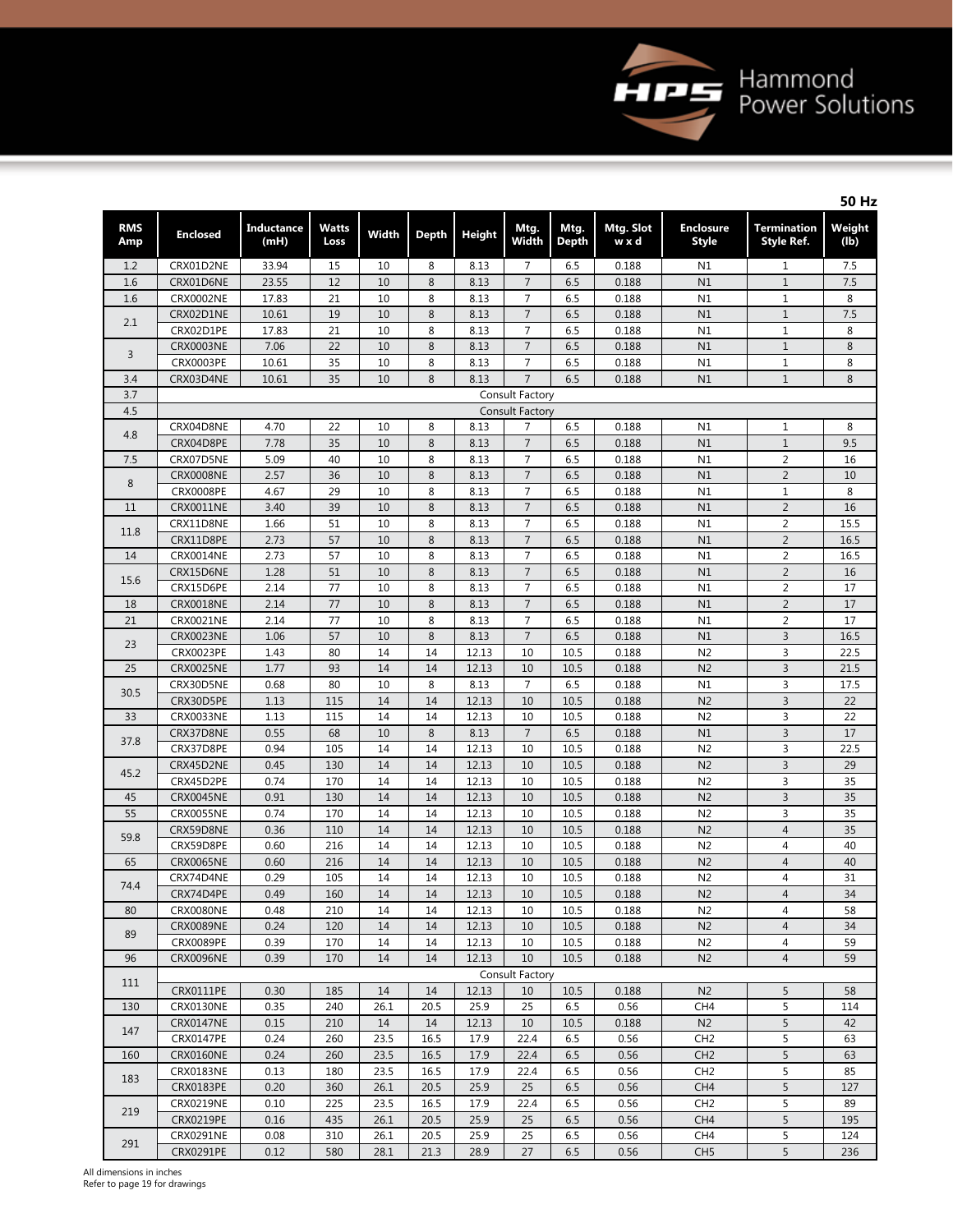**50 Hz**

| RMS Amp | Enclosed | Inductance (mH) | Watts Loss | Width | Depth | Height | Mtg. Width | Mtg. Depth | Mtg. Slot w x d | Enclosure Style | Termination Style Ref. | Weight (lb) |
|---|---|---|---|---|---|---|---|---|---|---|---|---|
| 1.2 | CRX01D2NE | 33.94 | 15 | 10 | 8 | 8.13 | 7 | 6.5 | 0.188 | N1 | 1 | 7.5 |
| 1.6 | CRX01D6NE | 23.55 | 12 | 10 | 8 | 8.13 | 7 | 6.5 | 0.188 | N1 | 1 | 7.5 |
| 1.6 | CRX0002NE | 17.83 | 21 | 10 | 8 | 8.13 | 7 | 6.5 | 0.188 | N1 | 1 | 8 |
| 2.1 | CRX02D1NE | 10.61 | 19 | 10 | 8 | 8.13 | 7 | 6.5 | 0.188 | N1 | 1 | 7.5 |
| | CRX02D1PE | 17.83 | 21 | 10 | 8 | 8.13 | 7 | 6.5 | 0.188 | N1 | 1 | 8 |
| 3 | CRX0003NE | 7.06 | 22 | 10 | 8 | 8.13 | 7 | 6.5 | 0.188 | N1 | 1 | 8 |
| | CRX0003PE | 10.61 | 35 | 10 | 8 | 8.13 | 7 | 6.5 | 0.188 | N1 | 1 | 8 |
| 3.4 | CRX03D4NE | 10.61 | 35 | 10 | 8 | 8.13 | 7 | 6.5 | 0.188 | N1 | 1 | 8 |
| 3.7 | Consult Factory | | | | | | | | | | | |
| 4.5 | Consult Factory | | | | | | | | | | | |
| 4.8 | CRX04D8NE | 4.70 | 22 | 10 | 8 | 8.13 | 7 | 6.5 | 0.188 | N1 | 1 | 8 |
| | CRX04D8PE | 7.78 | 35 | 10 | 8 | 8.13 | 7 | 6.5 | 0.188 | N1 | 1 | 9.5 |
| 7.5 | CRX07D5NE | 5.09 | 40 | 10 | 8 | 8.13 | 7 | 6.5 | 0.188 | N1 | 2 | 16 |
| 8 | CRX0008NE | 2.57 | 36 | 10 | 8 | 8.13 | 7 | 6.5 | 0.188 | N1 | 2 | 10 |
| | CRX0008PE | 4.67 | 29 | 10 | 8 | 8.13 | 7 | 6.5 | 0.188 | N1 | 1 | 8 |
| 11 | CRX0011NE | 3.40 | 39 | 10 | 8 | 8.13 | 7 | 6.5 | 0.188 | N1 | 2 | 16 |
| 11.8 | CRX11D8NE | 1.66 | 51 | 10 | 8 | 8.13 | 7 | 6.5 | 0.188 | N1 | 2 | 15.5 |
| | CRX11D8PE | 2.73 | 57 | 10 | 8 | 8.13 | 7 | 6.5 | 0.188 | N1 | 2 | 16.5 |
| 14 | CRX0014NE | 2.73 | 57 | 10 | 8 | 8.13 | 7 | 6.5 | 0.188 | N1 | 2 | 16.5 |
| 15.6 | CRX15D6NE | 1.28 | 51 | 10 | 8 | 8.13 | 7 | 6.5 | 0.188 | N1 | 2 | 16 |
| | CRX15D6PE | 2.14 | 77 | 10 | 8 | 8.13 | 7 | 6.5 | 0.188 | N1 | 2 | 17 |
| 18 | CRX0018NE | 2.14 | 77 | 10 | 8 | 8.13 | 7 | 6.5 | 0.188 | N1 | 2 | 17 |
| 21 | CRX0021NE | 2.14 | 77 | 10 | 8 | 8.13 | 7 | 6.5 | 0.188 | N1 | 2 | 17 |
| 23 | CRX0023NE | 1.06 | 57 | 10 | 8 | 8.13 | 7 | 6.5 | 0.188 | N1 | 3 | 16.5 |
| | CRX0023PE | 1.43 | 80 | 14 | 14 | 12.13 | 10 | 10.5 | 0.188 | N2 | 3 | 22.5 |
| 25 | CRX0025NE | 1.77 | 93 | 14 | 14 | 12.13 | 10 | 10.5 | 0.188 | N2 | 3 | 21.5 |
| 30.5 | CRX30D5NE | 0.68 | 80 | 10 | 8 | 8.13 | 7 | 6.5 | 0.188 | N1 | 3 | 17.5 |
| | CRX30D5PE | 1.13 | 115 | 14 | 14 | 12.13 | 10 | 10.5 | 0.188 | N2 | 3 | 22 |
| 33 | CRX0033NE | 1.13 | 115 | 14 | 14 | 12.13 | 10 | 10.5 | 0.188 | N2 | 3 | 22 |
| 37.8 | CRX37D8NE | 0.55 | 68 | 10 | 8 | 8.13 | 7 | 6.5 | 0.188 | N1 | 3 | 17 |
| | CRX37D8PE | 0.94 | 105 | 14 | 14 | 12.13 | 10 | 10.5 | 0.188 | N2 | 3 | 22.5 |
| 45.2 | CRX45D2NE | 0.45 | 130 | 14 | 14 | 12.13 | 10 | 10.5 | 0.188 | N2 | 3 | 29 |
| | CRX45D2PE | 0.74 | 170 | 14 | 14 | 12.13 | 10 | 10.5 | 0.188 | N2 | 3 | 35 |
| 45 | CRX0045NE | 0.91 | 130 | 14 | 14 | 12.13 | 10 | 10.5 | 0.188 | N2 | 3 | 35 |
| 55 | CRX0055NE | 0.74 | 170 | 14 | 14 | 12.13 | 10 | 10.5 | 0.188 | N2 | 3 | 35 |
| 59.8 | CRX59D8NE | 0.36 | 110 | 14 | 14 | 12.13 | 10 | 10.5 | 0.188 | N2 | 4 | 35 |
| | CRX59D8PE | 0.60 | 216 | 14 | 14 | 12.13 | 10 | 10.5 | 0.188 | N2 | 4 | 40 |
| 65 | CRX0065NE | 0.60 | 216 | 14 | 14 | 12.13 | 10 | 10.5 | 0.188 | N2 | 4 | 40 |
| 74.4 | CRX74D4NE | 0.29 | 105 | 14 | 14 | 12.13 | 10 | 10.5 | 0.188 | N2 | 4 | 31 |
| | CRX74D4PE | 0.49 | 160 | 14 | 14 | 12.13 | 10 | 10.5 | 0.188 | N2 | 4 | 34 |
| 80 | CRX0080NE | 0.48 | 210 | 14 | 14 | 12.13 | 10 | 10.5 | 0.188 | N2 | 4 | 58 |
| 89 | CRX0089NE | 0.24 | 120 | 14 | 14 | 12.13 | 10 | 10.5 | 0.188 | N2 | 4 | 34 |
| | CRX0089PE | 0.39 | 170 | 14 | 14 | 12.13 | 10 | 10.5 | 0.188 | N2 | 4 | 59 |
| 96 | CRX0096NE | 0.39 | 170 | 14 | 14 | 12.13 | 10 | 10.5 | 0.188 | N2 | 4 | 59 |
| 111 | Consult Factory | | | | | | | | | | | |
| | CRX0111PE | 0.30 | 185 | 14 | 14 | 12.13 | 10 | 10.5 | 0.188 | N2 | 5 | 58 |
| 130 | CRX0130NE | 0.35 | 240 | 26.1 | 20.5 | 25.9 | 25 | 6.5 | 0.56 | CH4 | 5 | 114 |
| 147 | CRX0147NE | 0.15 | 210 | 14 | 14 | 12.13 | 10 | 10.5 | 0.188 | N2 | 5 | 42 |
| | CRX0147PE | 0.24 | 260 | 23.5 | 16.5 | 17.9 | 22.4 | 6.5 | 0.56 | CH2 | 5 | 63 |
| 160 | CRX0160NE | 0.24 | 260 | 23.5 | 16.5 | 17.9 | 22.4 | 6.5 | 0.56 | CH2 | 5 | 63 |
| 183 | CRX0183NE | 0.13 | 180 | 23.5 | 16.5 | 17.9 | 22.4 | 6.5 | 0.56 | CH2 | 5 | 85 |
| | CRX0183PE | 0.20 | 360 | 26.1 | 20.5 | 25.9 | 25 | 6.5 | 0.56 | CH4 | 5 | 127 |
| 219 | CRX0219NE | 0.10 | 225 | 23.5 | 16.5 | 17.9 | 22.4 | 6.5 | 0.56 | CH2 | 5 | 89 |
| | CRX0219PE | 0.16 | 435 | 26.1 | 20.5 | 25.9 | 25 | 6.5 | 0.56 | CH4 | 5 | 195 |
| 291 | CRX0291NE | 0.08 | 310 | 26.1 | 20.5 | 25.9 | 25 | 6.5 | 0.56 | CH4 | 5 | 124 |
| | CRX0291PE | 0.12 | 580 | 28.1 | 21.3 | 28.9 | 27 | 6.5 | 0.56 | CH5 | 5 | 236 |

All dimensions in inches
Refer to page 19 for drawings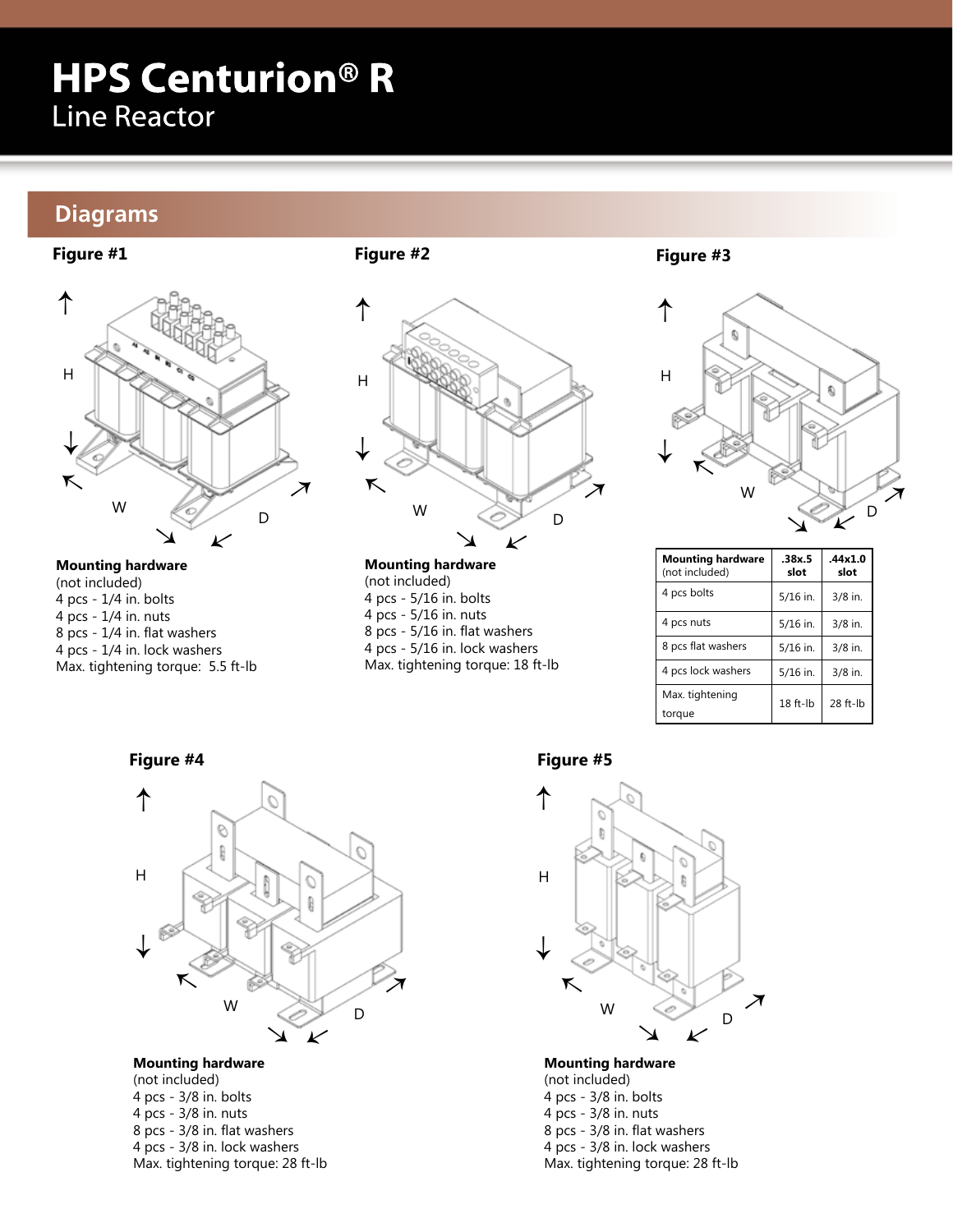# HPS Centurion® R

Line Reactor

## Diagrams

### Figure #1

**Mounting hardware**
(not included)
4 pcs - 1/4 in. bolts
4 pcs - 1/4 in. nuts
8 pcs - 1/4 in. flat washers
4 pcs - 1/4 in. lock washers
Max. tightening torque: 5.5 ft-lb

### Figure #2

**Mounting hardware**
(not included)
4 pcs - 5/16 in. bolts
4 pcs - 5/16 in. nuts
8 pcs - 5/16 in. flat washers
4 pcs - 5/16 in. lock washers
Max. tightening torque: 18 ft-lb

### Figure #3

| **Mounting hardware** (not included) | **.38x.5 slot** | **.44x1.0 slot** |
|---|---|---|
| 4 pcs bolts | 5/16 in. | 3/8 in. |
| 4 pcs nuts | 5/16 in. | 3/8 in. |
| 8 pcs flat washers | 5/16 in. | 3/8 in. |
| 4 pcs lock washers | 5/16 in. | 3/8 in. |
| Max. tightening torque | 18 ft-lb | 28 ft-lb |

### Figure #4

**Mounting hardware**
(not included)
4 pcs - 3/8 in. bolts
4 pcs - 3/8 in. nuts
8 pcs - 3/8 in. flat washers
4 pcs - 3/8 in. lock washers
Max. tightening torque: 28 ft-lb

### Figure #5

**Mounting hardware**
(not included)
4 pcs - 3/8 in. bolts
4 pcs - 3/8 in. nuts
8 pcs - 3/8 in. flat washers
4 pcs - 3/8 in. lock washers
Max. tightening torque: 28 ft-lb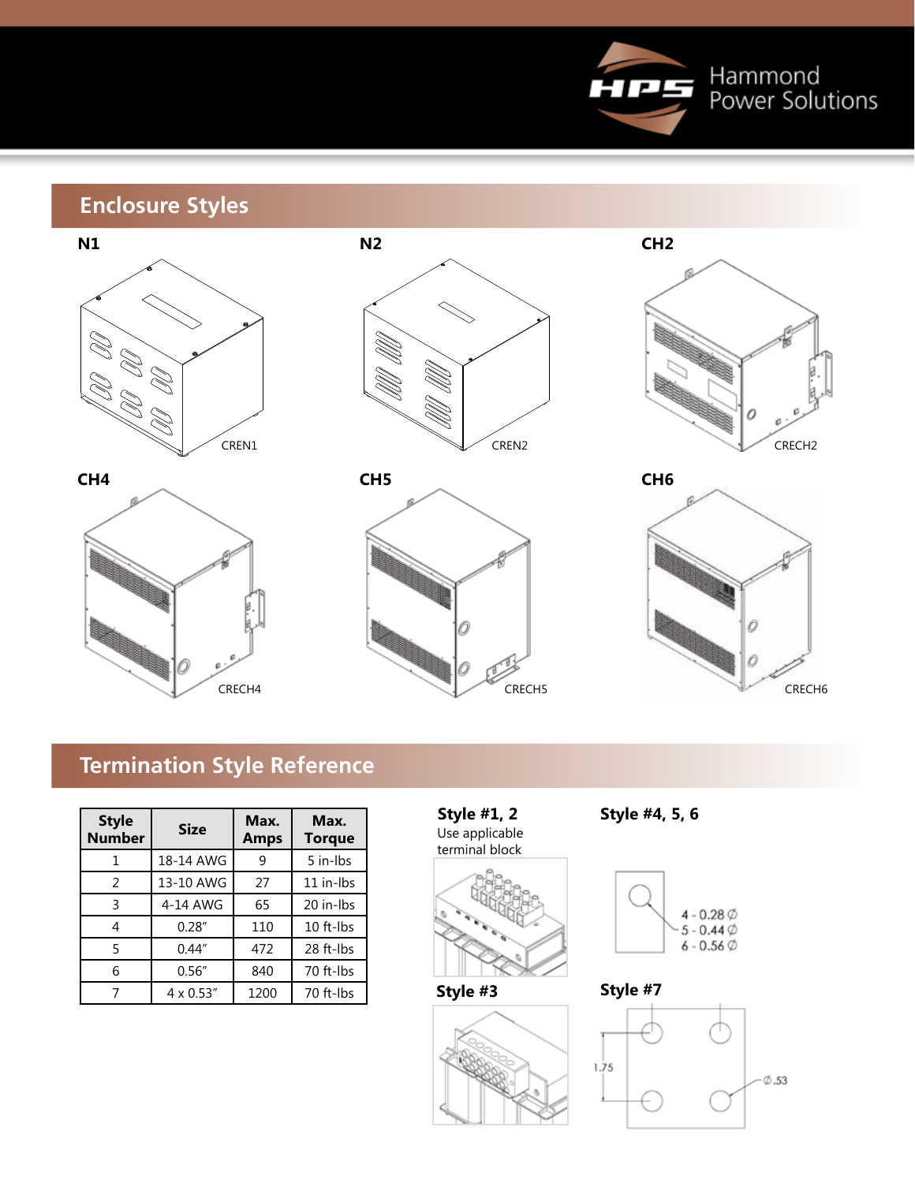## Enclosure Styles

**N1**

CREN1

**N2**

CREN2

**CH2**

CRECH2

**CH4**

CRECH4

**CH5**

CRECH5

**CH6**

CRECH6

## Termination Style Reference

| Style Number | Size | Max. Amps | Max. Torque |
|---|---|---|---|
| 1 | 18-14 AWG | 9 | 5 in-lbs |
| 2 | 13-10 AWG | 27 | 11 in-lbs |
| 3 | 4-14 AWG | 65 | 20 in-lbs |
| 4 | 0.28″ | 110 | 10 ft-lbs |
| 5 | 0.44″ | 472 | 28 ft-lbs |
| 6 | 0.56″ | 840 | 70 ft-lbs |
| 7 | 4 x 0.53″ | 1200 | 70 ft-lbs |

**Style #1, 2**
Use applicable terminal block

**Style #4, 5, 6**

4 - 0.28 Ø
5 - 0.44 Ø
6 - 0.56 Ø

**Style #3**

**Style #7**

1.75

Ø .53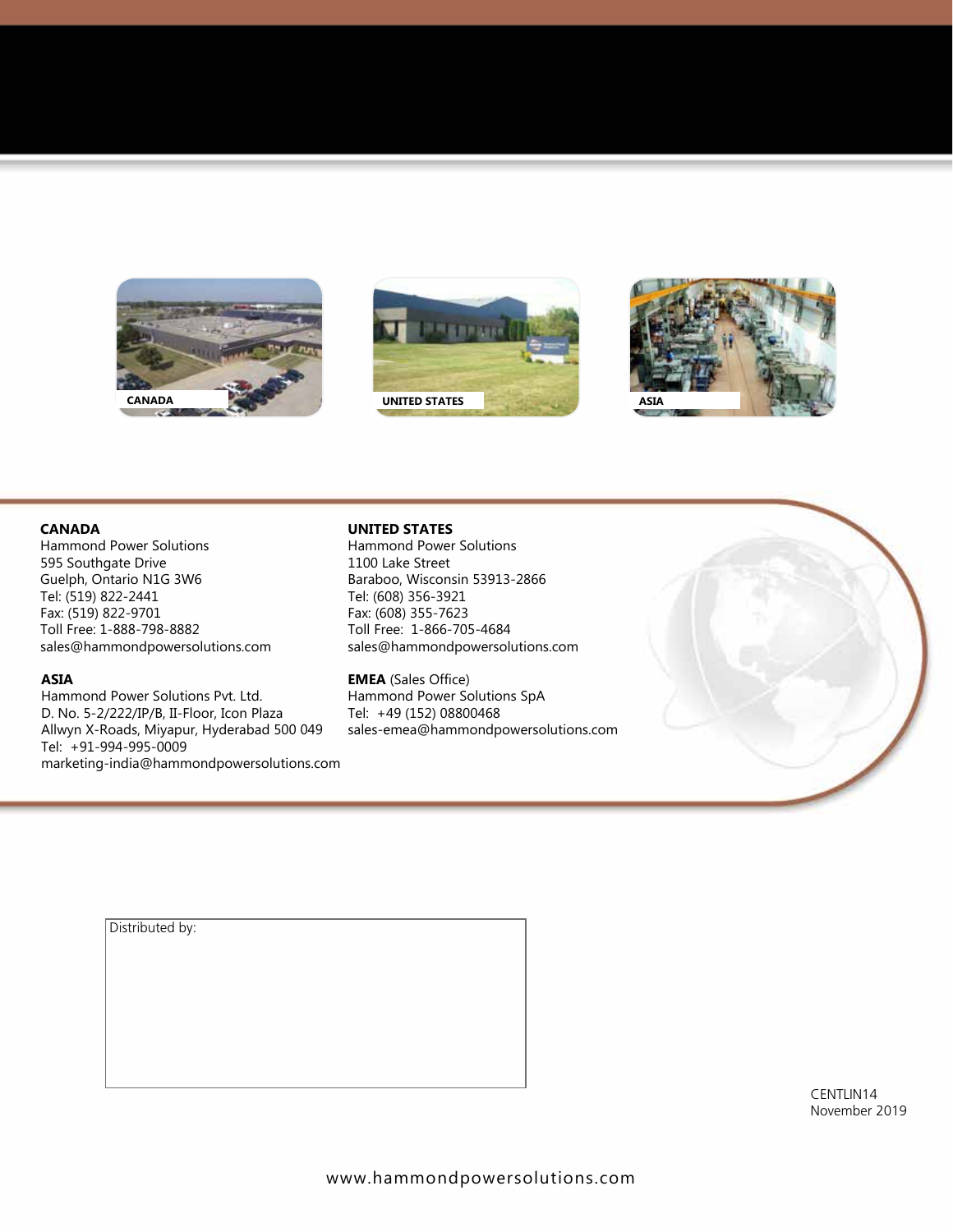CANADA

UNITED STATES

ASIA

**CANADA**
Hammond Power Solutions
595 Southgate Drive
Guelph, Ontario N1G 3W6
Tel: (519) 822-2441
Fax: (519) 822-9701
Toll Free: 1-888-798-8882
sales@hammondpowersolutions.com

**UNITED STATES**
Hammond Power Solutions
1100 Lake Street
Baraboo, Wisconsin 53913-2866
Tel: (608) 356-3921
Fax: (608) 355-7623
Toll Free: 1-866-705-4684
sales@hammondpowersolutions.com

**ASIA**
Hammond Power Solutions Pvt. Ltd.
D. No. 5-2/222/IP/B, II-Floor, Icon Plaza
Allwyn X-Roads, Miyapur, Hyderabad 500 049
Tel: +91-994-995-0009
marketing-india@hammondpowersolutions.com

**EMEA** (Sales Office)
Hammond Power Solutions SpA
Tel: +49 (152) 08800468
sales-emea@hammondpowersolutions.com

Distributed by:

CENTLIN14
November 2019

www.hammondpowersolutions.com